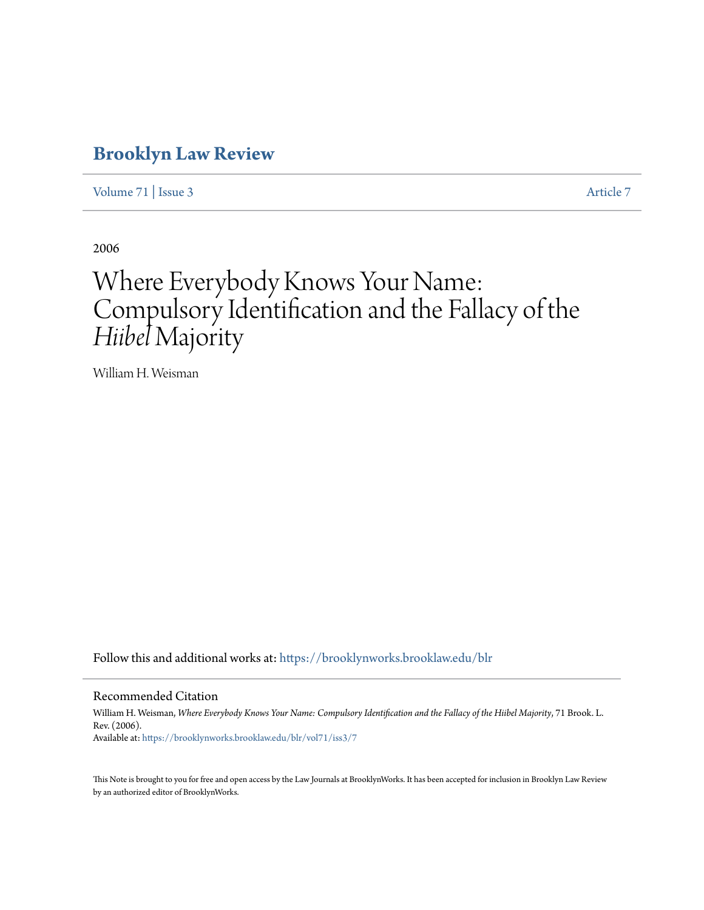# Brooklyn Law Review

Volume 71 | Issue 3 Article 7

2006

# Where Everybody Knows Your Name: Compulsory Identification and the Fallacy of the *Hiibel* Majority

William H. Weisman

Follow this and additional works at: https://brooklynworks.brooklaw.edu/blr

## Recommended Citation

William H. Weisman, *Where Everybody Knows Your Name: Compulsory Identification and the Fallacy of the Hiibel Majority*, 71 Brook. L. Rev. (2006).
Available at: https://brooklynworks.brooklaw.edu/blr/vol71/iss3/7

This Note is brought to you for free and open access by the Law Journals at BrooklynWorks. It has been accepted for inclusion in Brooklyn Law Review by an authorized editor of BrooklynWorks.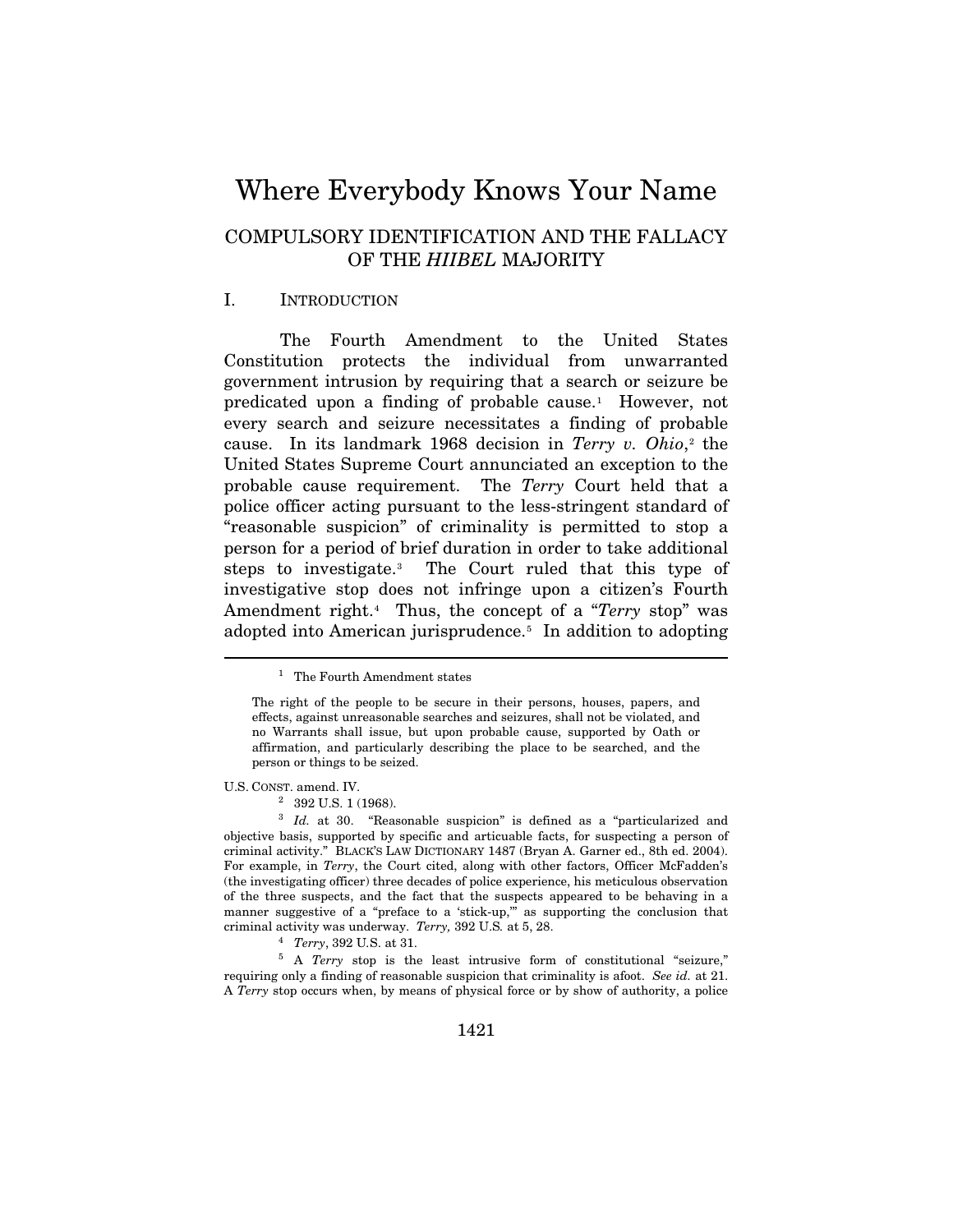# Where Everybody Knows Your Name

## COMPULSORY IDENTIFICATION AND THE FALLACY OF THE *HIIBEL* MAJORITY

### I. INTRODUCTION

The Fourth Amendment to the United States Constitution protects the individual from unwarranted government intrusion by requiring that a search or seizure be predicated upon a finding of probable cause.[1] However, not every search and seizure necessitates a finding of probable cause. In its landmark 1968 decision in *Terry v. Ohio*,[2] the United States Supreme Court annunciated an exception to the probable cause requirement. The *Terry* Court held that a police officer acting pursuant to the less-stringent standard of "reasonable suspicion" of criminality is permitted to stop a person for a period of brief duration in order to take additional steps to investigate.[3] The Court ruled that this type of investigative stop does not infringe upon a citizen's Fourth Amendment right.[4] Thus, the concept of a "*Terry* stop" was adopted into American jurisprudence.[5] In addition to adopting

---

[1] The Fourth Amendment states

> The right of the people to be secure in their persons, houses, papers, and effects, against unreasonable searches and seizures, shall not be violated, and no Warrants shall issue, but upon probable cause, supported by Oath or affirmation, and particularly describing the place to be searched, and the person or things to be seized.

U.S. CONST. amend. IV.

[2] 392 U.S. 1 (1968).

[3] *Id.* at 30. "Reasonable suspicion" is defined as a "particularized and objective basis, supported by specific and articuable facts, for suspecting a person of criminal activity." BLACK'S LAW DICTIONARY 1487 (Bryan A. Garner ed., 8th ed. 2004). For example, in *Terry*, the Court cited, along with other factors, Officer McFadden's (the investigating officer) three decades of police experience, his meticulous observation of the three suspects, and the fact that the suspects appeared to be behaving in a manner suggestive of a "preface to a 'stick-up,'" as supporting the conclusion that criminal activity was underway. *Terry,* 392 U.S. at 5, 28.

[4] *Terry*, 392 U.S. at 31.

[5] A *Terry* stop is the least intrusive form of constitutional "seizure," requiring only a finding of reasonable suspicion that criminality is afoot. *See id.* at 21. A *Terry* stop occurs when, by means of physical force or by show of authority, a police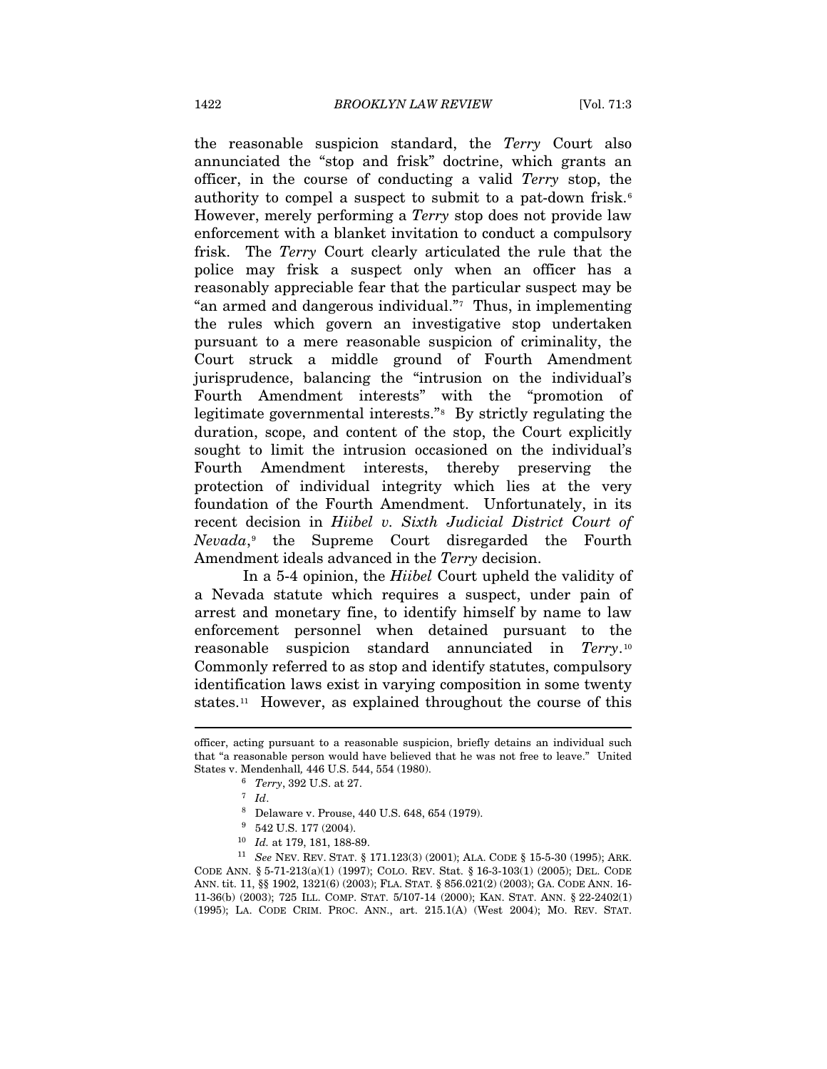the reasonable suspicion standard, the *Terry* Court also annunciated the "stop and frisk" doctrine, which grants an officer, in the course of conducting a valid *Terry* stop, the authority to compel a suspect to submit to a pat-down frisk.[6] However, merely performing a *Terry* stop does not provide law enforcement with a blanket invitation to conduct a compulsory frisk. The *Terry* Court clearly articulated the rule that the police may frisk a suspect only when an officer has a reasonably appreciable fear that the particular suspect may be "an armed and dangerous individual."[7] Thus, in implementing the rules which govern an investigative stop undertaken pursuant to a mere reasonable suspicion of criminality, the Court struck a middle ground of Fourth Amendment jurisprudence, balancing the "intrusion on the individual's Fourth Amendment interests" with the "promotion of legitimate governmental interests."[8] By strictly regulating the duration, scope, and content of the stop, the Court explicitly sought to limit the intrusion occasioned on the individual's Fourth Amendment interests, thereby preserving the protection of individual integrity which lies at the very foundation of the Fourth Amendment. Unfortunately, in its recent decision in *Hiibel v. Sixth Judicial District Court of Nevada*,[9] the Supreme Court disregarded the Fourth Amendment ideals advanced in the *Terry* decision.

In a 5-4 opinion, the *Hiibel* Court upheld the validity of a Nevada statute which requires a suspect, under pain of arrest and monetary fine, to identify himself by name to law enforcement personnel when detained pursuant to the reasonable suspicion standard annunciated in *Terry*.[10] Commonly referred to as stop and identify statutes, compulsory identification laws exist in varying composition in some twenty states.[11] However, as explained throughout the course of this

---

officer, acting pursuant to a reasonable suspicion, briefly detains an individual such that "a reasonable person would have believed that he was not free to leave." United States v. Mendenhall, 446 U.S. 544, 554 (1980).

[6] *Terry*, 392 U.S. at 27.

[7] *Id*.

[8] Delaware v. Prouse, 440 U.S. 648, 654 (1979).

[9] 542 U.S. 177 (2004).

[10] *Id.* at 179, 181, 188-89.

[11] *See* NEV. REV. STAT. § 171.123(3) (2001); ALA. CODE § 15-5-30 (1995); ARK. CODE ANN. § 5-71-213(a)(1) (1997); COLO. REV. Stat. § 16-3-103(1) (2005); DEL. CODE ANN. tit. 11, §§ 1902, 1321(6) (2003); FLA. STAT. § 856.021(2) (2003); GA. CODE ANN. 16-11-36(b) (2003); 725 ILL. COMP. STAT. 5/107-14 (2000); KAN. STAT. ANN. § 22-2402(1) (1995); LA. CODE CRIM. PROC. ANN., art. 215.1(A) (West 2004); MO. REV. STAT.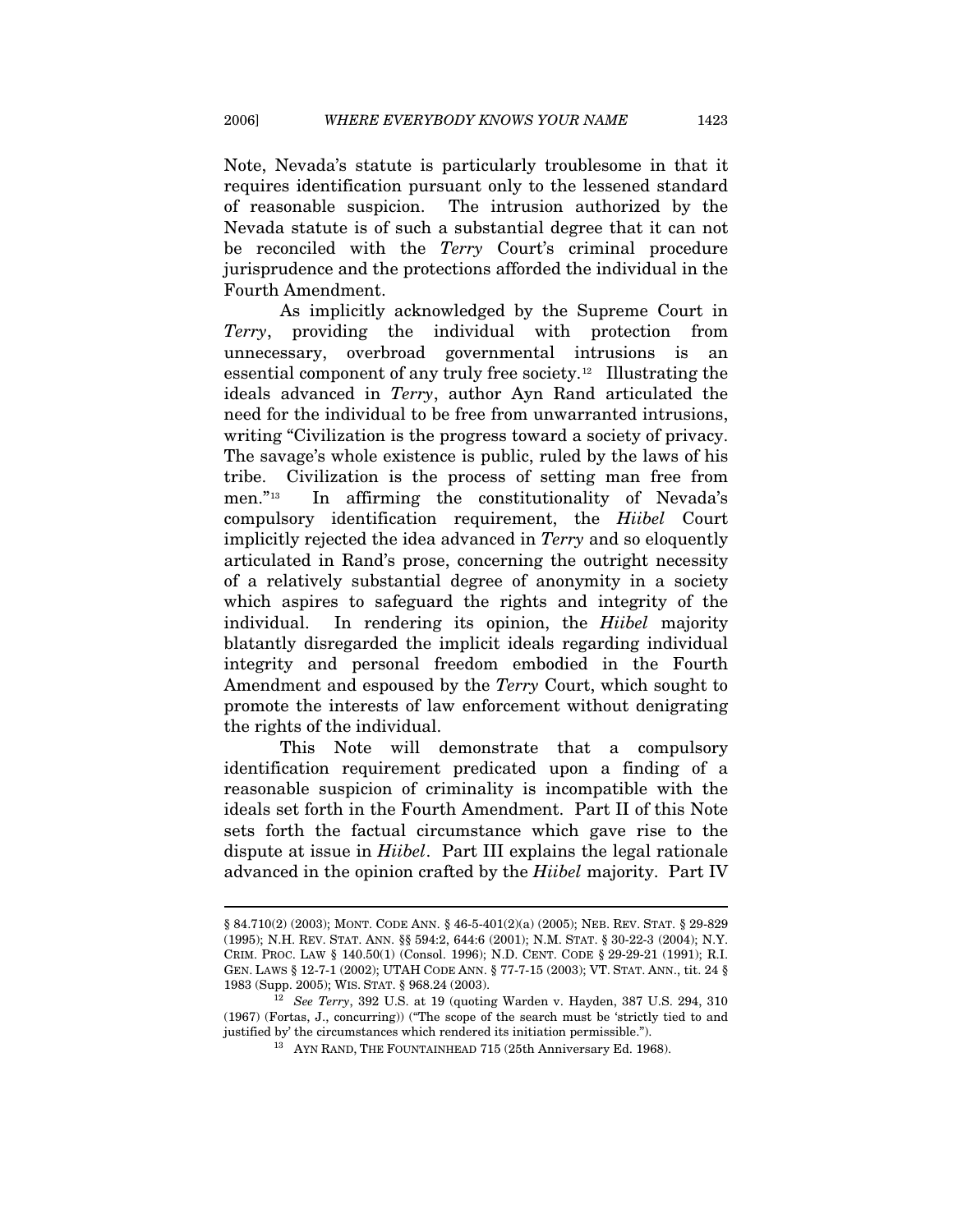Note, Nevada's statute is particularly troublesome in that it requires identification pursuant only to the lessened standard of reasonable suspicion. The intrusion authorized by the Nevada statute is of such a substantial degree that it can not be reconciled with the *Terry* Court's criminal procedure jurisprudence and the protections afforded the individual in the Fourth Amendment.

As implicitly acknowledged by the Supreme Court in *Terry*, providing the individual with protection from unnecessary, overbroad governmental intrusions is an essential component of any truly free society.[12] Illustrating the ideals advanced in *Terry*, author Ayn Rand articulated the need for the individual to be free from unwarranted intrusions, writing "Civilization is the progress toward a society of privacy. The savage's whole existence is public, ruled by the laws of his tribe. Civilization is the process of setting man free from men."[13] In affirming the constitutionality of Nevada's compulsory identification requirement, the *Hiibel* Court implicitly rejected the idea advanced in *Terry* and so eloquently articulated in Rand's prose, concerning the outright necessity of a relatively substantial degree of anonymity in a society which aspires to safeguard the rights and integrity of the individual. In rendering its opinion, the *Hiibel* majority blatantly disregarded the implicit ideals regarding individual integrity and personal freedom embodied in the Fourth Amendment and espoused by the *Terry* Court, which sought to promote the interests of law enforcement without denigrating the rights of the individual.

This Note will demonstrate that a compulsory identification requirement predicated upon a finding of a reasonable suspicion of criminality is incompatible with the ideals set forth in the Fourth Amendment. Part II of this Note sets forth the factual circumstance which gave rise to the dispute at issue in *Hiibel*. Part III explains the legal rationale advanced in the opinion crafted by the *Hiibel* majority. Part IV

---

§ 84.710(2) (2003); MONT. CODE ANN. § 46-5-401(2)(a) (2005); NEB. REV. STAT. § 29-829 (1995); N.H. REV. STAT. ANN. §§ 594:2, 644:6 (2001); N.M. STAT. § 30-22-3 (2004); N.Y. CRIM. PROC. LAW § 140.50(1) (Consol. 1996); N.D. CENT. CODE § 29-29-21 (1991); R.I. GEN. LAWS § 12-7-1 (2002); UTAH CODE ANN. § 77-7-15 (2003); VT. STAT. ANN., tit. 24 § 1983 (Supp. 2005); WIS. STAT. § 968.24 (2003).

[12] *See Terry*, 392 U.S. at 19 (quoting Warden v. Hayden, 387 U.S. 294, 310 (1967) (Fortas, J., concurring)) ("The scope of the search must be 'strictly tied to and justified by' the circumstances which rendered its initiation permissible.").

[13] AYN RAND, THE FOUNTAINHEAD 715 (25th Anniversary Ed. 1968).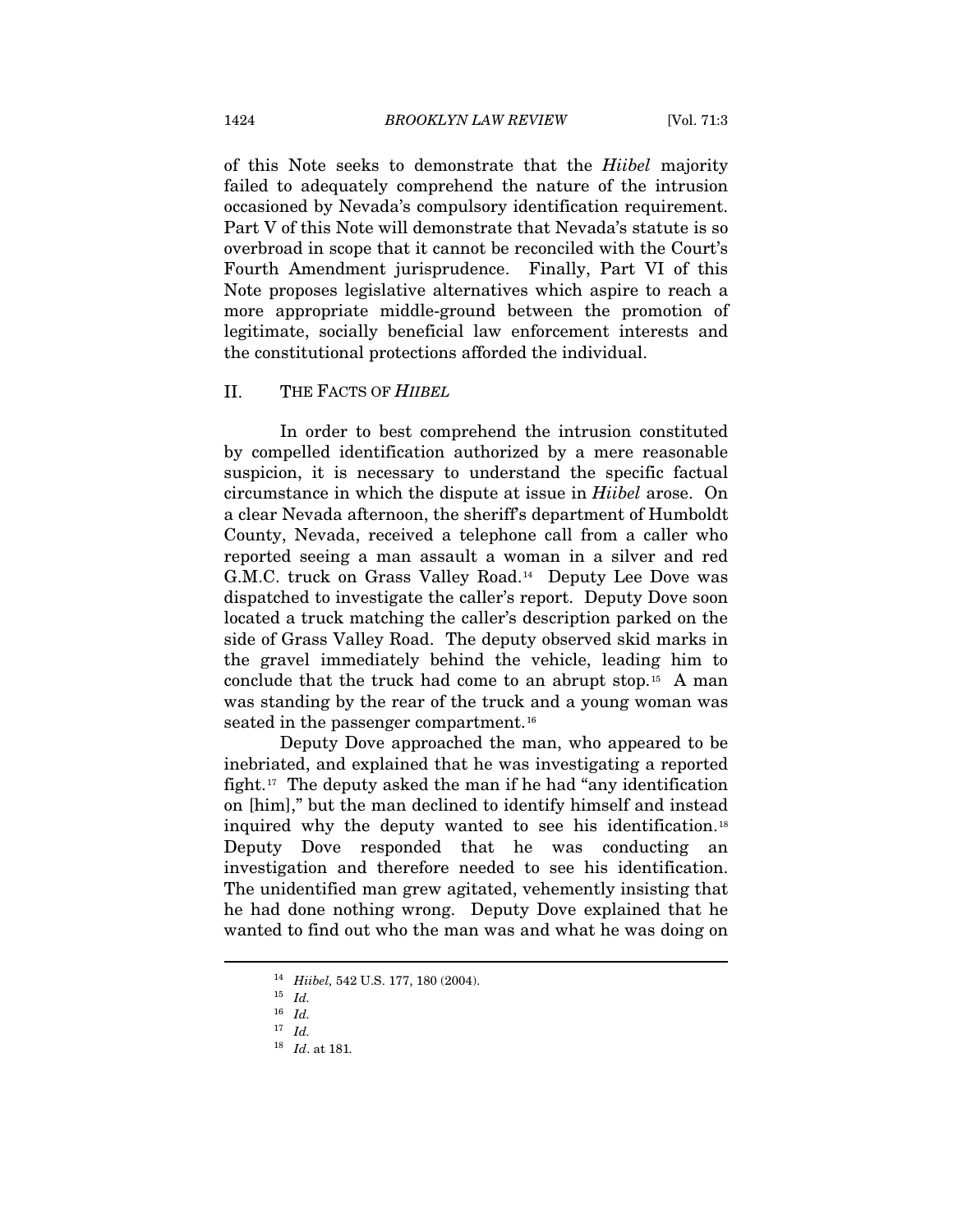of this Note seeks to demonstrate that the *Hiibel* majority failed to adequately comprehend the nature of the intrusion occasioned by Nevada's compulsory identification requirement. Part V of this Note will demonstrate that Nevada's statute is so overbroad in scope that it cannot be reconciled with the Court's Fourth Amendment jurisprudence. Finally, Part VI of this Note proposes legislative alternatives which aspire to reach a more appropriate middle-ground between the promotion of legitimate, socially beneficial law enforcement interests and the constitutional protections afforded the individual.

## II. THE FACTS OF *HIIBEL*

In order to best comprehend the intrusion constituted by compelled identification authorized by a mere reasonable suspicion, it is necessary to understand the specific factual circumstance in which the dispute at issue in *Hiibel* arose. On a clear Nevada afternoon, the sheriff's department of Humboldt County, Nevada, received a telephone call from a caller who reported seeing a man assault a woman in a silver and red G.M.C. truck on Grass Valley Road.[14] Deputy Lee Dove was dispatched to investigate the caller's report. Deputy Dove soon located a truck matching the caller's description parked on the side of Grass Valley Road. The deputy observed skid marks in the gravel immediately behind the vehicle, leading him to conclude that the truck had come to an abrupt stop.[15] A man was standing by the rear of the truck and a young woman was seated in the passenger compartment.[16]

Deputy Dove approached the man, who appeared to be inebriated, and explained that he was investigating a reported fight.[17] The deputy asked the man if he had "any identification on [him]," but the man declined to identify himself and instead inquired why the deputy wanted to see his identification.[18] Deputy Dove responded that he was conducting an investigation and therefore needed to see his identification. The unidentified man grew agitated, vehemently insisting that he had done nothing wrong. Deputy Dove explained that he wanted to find out who the man was and what he was doing on

---

[14] *Hiibel,* 542 U.S. 177, 180 (2004).

[15] *Id.*

[16] *Id.*

[17] *Id.*

[18] *Id*. at 181.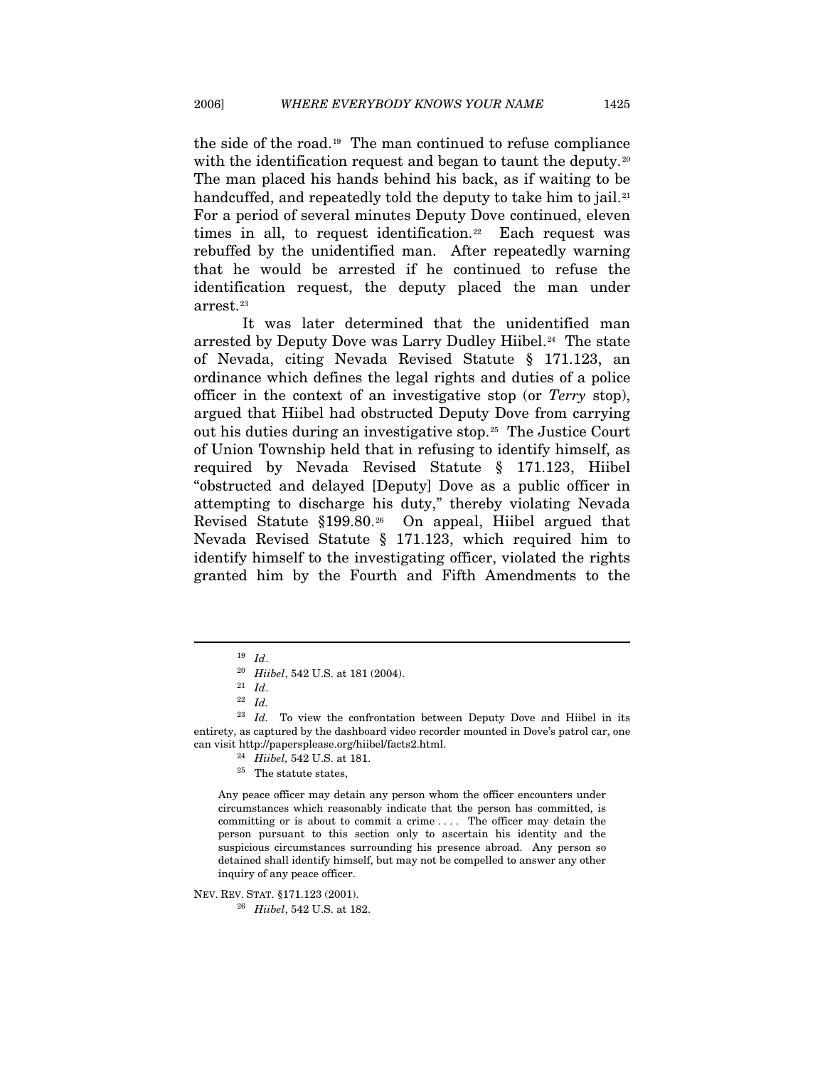the side of the road.[19] The man continued to refuse compliance with the identification request and began to taunt the deputy.[20] The man placed his hands behind his back, as if waiting to be handcuffed, and repeatedly told the deputy to take him to jail.[21] For a period of several minutes Deputy Dove continued, eleven times in all, to request identification.[22] Each request was rebuffed by the unidentified man. After repeatedly warning that he would be arrested if he continued to refuse the identification request, the deputy placed the man under arrest.[23]

It was later determined that the unidentified man arrested by Deputy Dove was Larry Dudley Hiibel.[24] The state of Nevada, citing Nevada Revised Statute § 171.123, an ordinance which defines the legal rights and duties of a police officer in the context of an investigative stop (or *Terry* stop), argued that Hiibel had obstructed Deputy Dove from carrying out his duties during an investigative stop.[25] The Justice Court of Union Township held that in refusing to identify himself, as required by Nevada Revised Statute § 171.123, Hiibel "obstructed and delayed [Deputy] Dove as a public officer in attempting to discharge his duty," thereby violating Nevada Revised Statute §199.80.[26] On appeal, Hiibel argued that Nevada Revised Statute § 171.123, which required him to identify himself to the investigating officer, violated the rights granted him by the Fourth and Fifth Amendments to the

---

[19] *Id*.

[20] *Hiibel*, 542 U.S. at 181 (2004).

[21] *Id*.

[22] *Id.*

[23] *Id.* To view the confrontation between Deputy Dove and Hiibel in its entirety, as captured by the dashboard video recorder mounted in Dove's patrol car, one can visit http://papersplease.org/hiibel/facts2.html.

[24] *Hiibel,* 542 U.S. at 181.

[25] The statute states,

> Any peace officer may detain any person whom the officer encounters under circumstances which reasonably indicate that the person has committed, is committing or is about to commit a crime . . . . The officer may detain the person pursuant to this section only to ascertain his identity and the suspicious circumstances surrounding his presence abroad. Any person so detained shall identify himself, but may not be compelled to answer any other inquiry of any peace officer.

NEV. REV. STAT. §171.123 (2001).

[26] *Hiibel*, 542 U.S. at 182.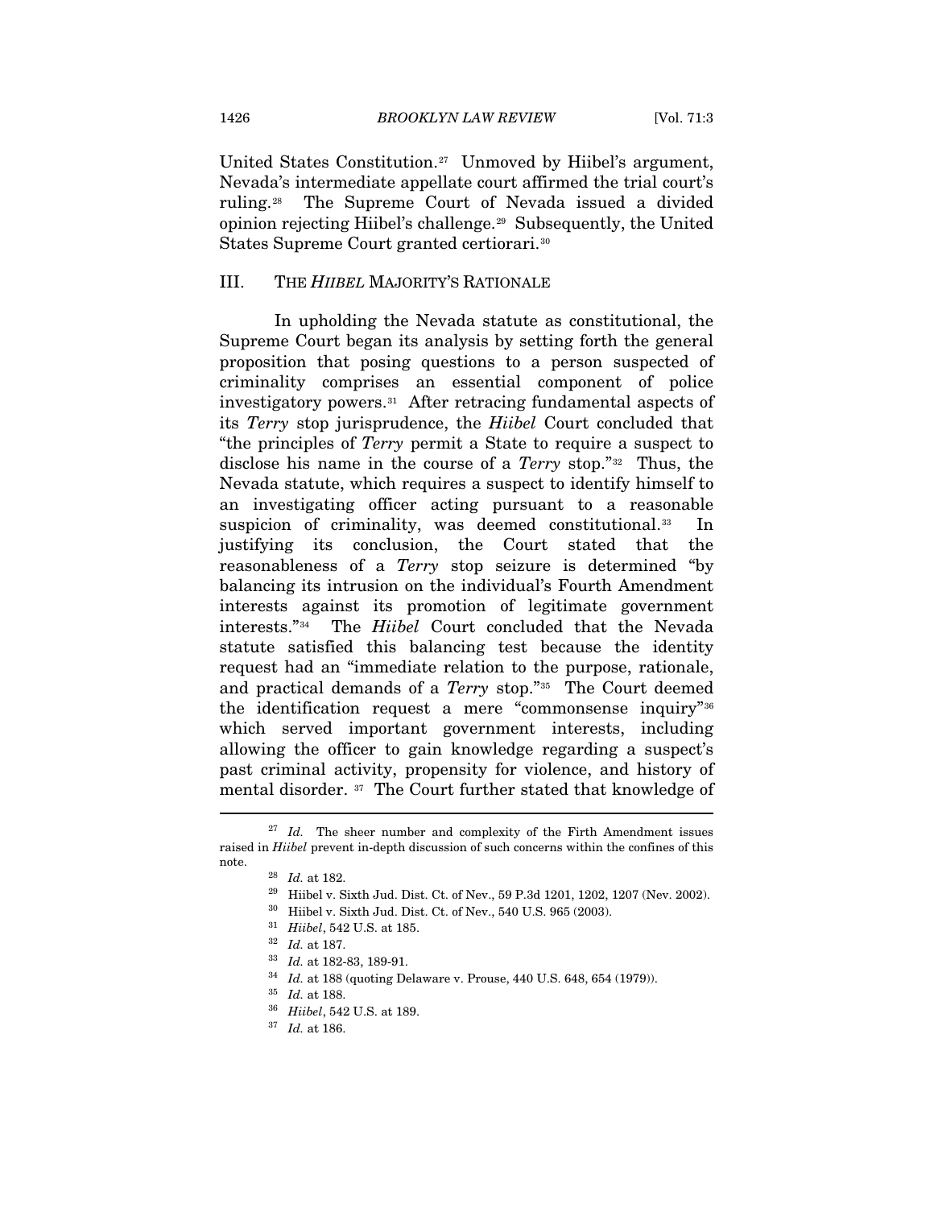United States Constitution.[27] Unmoved by Hiibel's argument, Nevada's intermediate appellate court affirmed the trial court's ruling.[28] The Supreme Court of Nevada issued a divided opinion rejecting Hiibel's challenge.[29] Subsequently, the United States Supreme Court granted certiorari.[30]

## III. THE *HIIBEL* MAJORITY'S RATIONALE

In upholding the Nevada statute as constitutional, the Supreme Court began its analysis by setting forth the general proposition that posing questions to a person suspected of criminality comprises an essential component of police investigatory powers.[31] After retracing fundamental aspects of its *Terry* stop jurisprudence, the *Hiibel* Court concluded that "the principles of *Terry* permit a State to require a suspect to disclose his name in the course of a *Terry* stop."[32] Thus, the Nevada statute, which requires a suspect to identify himself to an investigating officer acting pursuant to a reasonable suspicion of criminality, was deemed constitutional.[33] In justifying its conclusion, the Court stated that the reasonableness of a *Terry* stop seizure is determined "by balancing its intrusion on the individual's Fourth Amendment interests against its promotion of legitimate government interests."[34] The *Hiibel* Court concluded that the Nevada statute satisfied this balancing test because the identity request had an "immediate relation to the purpose, rationale, and practical demands of a *Terry* stop."[35] The Court deemed the identification request a mere "commonsense inquiry"[36] which served important government interests, including allowing the officer to gain knowledge regarding a suspect's past criminal activity, propensity for violence, and history of mental disorder.[37] The Court further stated that knowledge of

---

[27] *Id.* The sheer number and complexity of the Firth Amendment issues raised in *Hiibel* prevent in-depth discussion of such concerns within the confines of this note.

[28] *Id.* at 182.

[29] Hiibel v. Sixth Jud. Dist. Ct. of Nev., 59 P.3d 1201, 1202, 1207 (Nev. 2002).

[30] Hiibel v. Sixth Jud. Dist. Ct. of Nev., 540 U.S. 965 (2003).

[31] *Hiibel*, 542 U.S. at 185.

[32] *Id.* at 187.

[33] *Id.* at 182-83, 189-91.

[34] *Id.* at 188 (quoting Delaware v. Prouse, 440 U.S. 648, 654 (1979)).

[35] *Id.* at 188.

[36] *Hiibel*, 542 U.S. at 189.

[37] *Id.* at 186.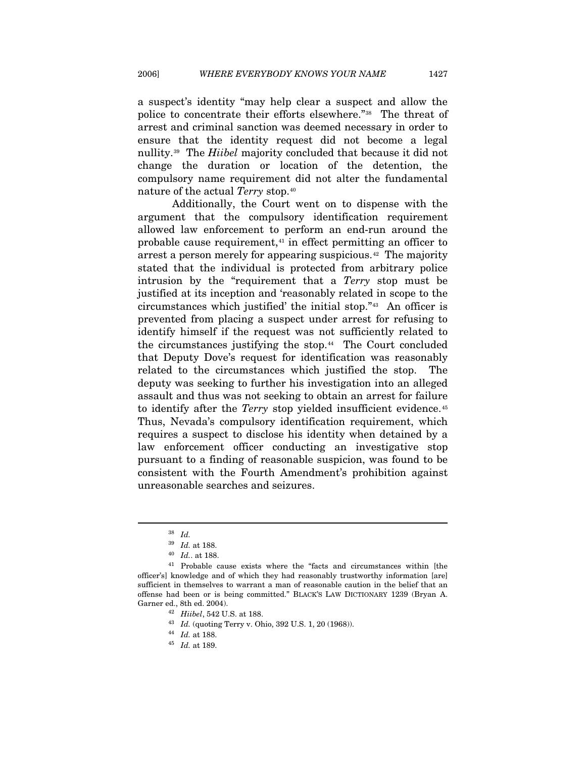a suspect's identity "may help clear a suspect and allow the police to concentrate their efforts elsewhere."[38] The threat of arrest and criminal sanction was deemed necessary in order to ensure that the identity request did not become a legal nullity.[39] The *Hiibel* majority concluded that because it did not change the duration or location of the detention, the compulsory name requirement did not alter the fundamental nature of the actual *Terry* stop.[40]

Additionally, the Court went on to dispense with the argument that the compulsory identification requirement allowed law enforcement to perform an end-run around the probable cause requirement,[41] in effect permitting an officer to arrest a person merely for appearing suspicious.[42] The majority stated that the individual is protected from arbitrary police intrusion by the "requirement that a *Terry* stop must be justified at its inception and 'reasonably related in scope to the circumstances which justified' the initial stop."[43] An officer is prevented from placing a suspect under arrest for refusing to identify himself if the request was not sufficiently related to the circumstances justifying the stop.[44] The Court concluded that Deputy Dove's request for identification was reasonably related to the circumstances which justified the stop. The deputy was seeking to further his investigation into an alleged assault and thus was not seeking to obtain an arrest for failure to identify after the *Terry* stop yielded insufficient evidence.[45] Thus, Nevada's compulsory identification requirement, which requires a suspect to disclose his identity when detained by a law enforcement officer conducting an investigative stop pursuant to a finding of reasonable suspicion, was found to be consistent with the Fourth Amendment's prohibition against unreasonable searches and seizures.

---

[38] *Id.*

[39] *Id.* at 188.

[40] *Id.*. at 188.

[41] Probable cause exists where the "facts and circumstances within [the officer's] knowledge and of which they had reasonably trustworthy information [are] sufficient in themselves to warrant a man of reasonable caution in the belief that an offense had been or is being committed." BLACK'S LAW DICTIONARY 1239 (Bryan A. Garner ed., 8th ed. 2004).

[42] *Hiibel*, 542 U.S. at 188.

[43] *Id.* (quoting Terry v. Ohio, 392 U.S. 1, 20 (1968)).

[44] *Id.* at 188.

[45] *Id.* at 189.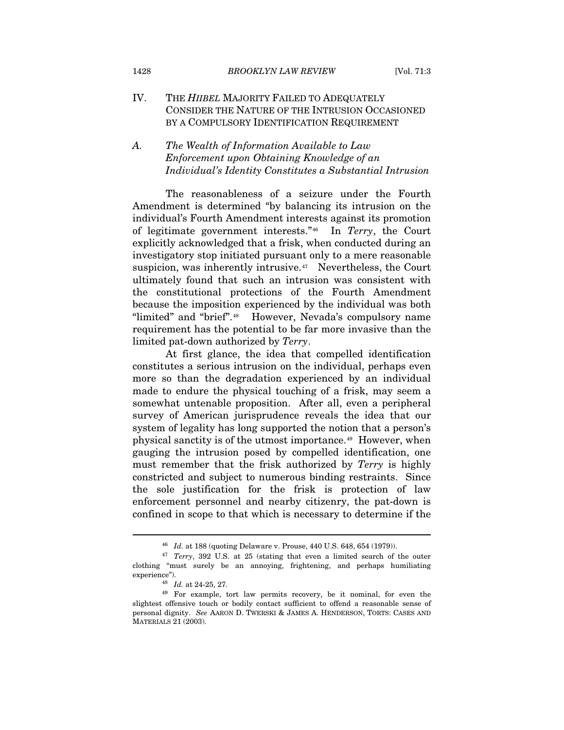## IV. THE *HIIBEL* MAJORITY FAILED TO ADEQUATELY CONSIDER THE NATURE OF THE INTRUSION OCCASIONED BY A COMPULSORY IDENTIFICATION REQUIREMENT

### A. *The Wealth of Information Available to Law Enforcement upon Obtaining Knowledge of an Individual's Identity Constitutes a Substantial Intrusion*

The reasonableness of a seizure under the Fourth Amendment is determined "by balancing its intrusion on the individual's Fourth Amendment interests against its promotion of legitimate government interests."[46] In *Terry*, the Court explicitly acknowledged that a frisk, when conducted during an investigatory stop initiated pursuant only to a mere reasonable suspicion, was inherently intrusive.[47] Nevertheless, the Court ultimately found that such an intrusion was consistent with the constitutional protections of the Fourth Amendment because the imposition experienced by the individual was both "limited" and "brief".[48] However, Nevada's compulsory name requirement has the potential to be far more invasive than the limited pat-down authorized by *Terry*.

At first glance, the idea that compelled identification constitutes a serious intrusion on the individual, perhaps even more so than the degradation experienced by an individual made to endure the physical touching of a frisk, may seem a somewhat untenable proposition. After all, even a peripheral survey of American jurisprudence reveals the idea that our system of legality has long supported the notion that a person's physical sanctity is of the utmost importance.[49] However, when gauging the intrusion posed by compelled identification, one must remember that the frisk authorized by *Terry* is highly constricted and subject to numerous binding restraints. Since the sole justification for the frisk is protection of law enforcement personnel and nearby citizenry, the pat-down is confined in scope to that which is necessary to determine if the

---

[46] *Id.* at 188 (quoting Delaware v. Prouse, 440 U.S. 648, 654 (1979)).

[47] *Terry*, 392 U.S. at 25 (stating that even a limited search of the outer clothing "must surely be an annoying, frightening, and perhaps humiliating experience").

[48] *Id.* at 24-25, 27.

[49] For example, tort law permits recovery, be it nominal, for even the slightest offensive touch or bodily contact sufficient to offend a reasonable sense of personal dignity. *See* AARON D. TWERSKI & JAMES A. HENDERSON, TORTS: CASES AND MATERIALS 21 (2003).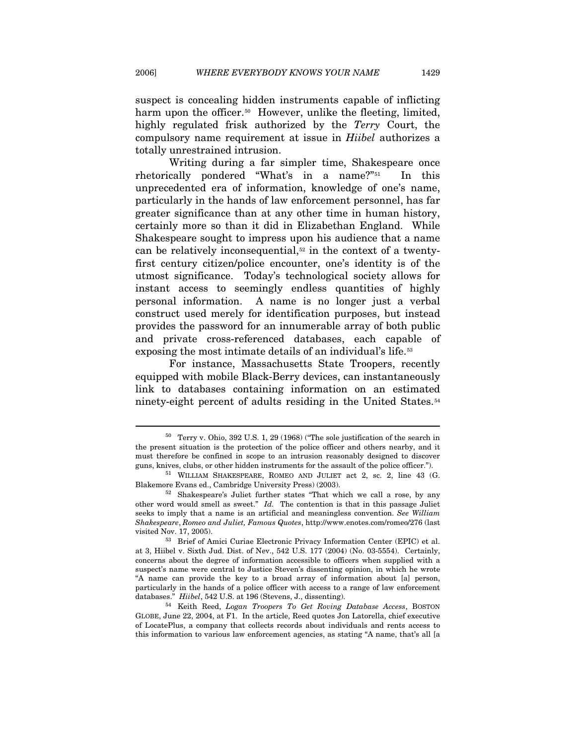suspect is concealing hidden instruments capable of inflicting harm upon the officer.[50] However, unlike the fleeting, limited, highly regulated frisk authorized by the *Terry* Court, the compulsory name requirement at issue in *Hiibel* authorizes a totally unrestrained intrusion.

Writing during a far simpler time, Shakespeare once rhetorically pondered "What's in a name?"[51] In this unprecedented era of information, knowledge of one's name, particularly in the hands of law enforcement personnel, has far greater significance than at any other time in human history, certainly more so than it did in Elizabethan England. While Shakespeare sought to impress upon his audience that a name can be relatively inconsequential,[52] in the context of a twenty-first century citizen/police encounter, one's identity is of the utmost significance. Today's technological society allows for instant access to seemingly endless quantities of highly personal information. A name is no longer just a verbal construct used merely for identification purposes, but instead provides the password for an innumerable array of both public and private cross-referenced databases, each capable of exposing the most intimate details of an individual's life.[53]

For instance, Massachusetts State Troopers, recently equipped with mobile Black-Berry devices, can instantaneously link to databases containing information on an estimated ninety-eight percent of adults residing in the United States.[54]

---

[50] Terry v. Ohio, 392 U.S. 1, 29 (1968) ("The sole justification of the search in the present situation is the protection of the police officer and others nearby, and it must therefore be confined in scope to an intrusion reasonably designed to discover guns, knives, clubs, or other hidden instruments for the assault of the police officer.").

[51] WILLIAM SHAKESPEARE, ROMEO AND JULIET act 2, sc. 2, line 43 (G. Blakemore Evans ed., Cambridge University Press) (2003).

[52] Shakespeare's Juliet further states "That which we call a rose, by any other word would smell as sweet." *Id.* The contention is that in this passage Juliet seeks to imply that a name is an artificial and meaningless convention. *See William Shakespeare*, *Romeo and Juliet, Famous Quotes*, http://www.enotes.com/romeo/276 (last visited Nov. 17, 2005).

[53] Brief of Amici Curiae Electronic Privacy Information Center (EPIC) et al. at 3, Hiibel v. Sixth Jud. Dist. of Nev., 542 U.S. 177 (2004) (No. 03-5554). Certainly, concerns about the degree of information accessible to officers when supplied with a suspect's name were central to Justice Steven's dissenting opinion, in which he wrote "A name can provide the key to a broad array of information about [a] person, particularly in the hands of a police officer with access to a range of law enforcement databases." *Hiibel*, 542 U.S. at 196 (Stevens, J., dissenting).

[54] Keith Reed, *Logan Troopers To Get Roving Database Access*, BOSTON GLOBE, June 22, 2004, at F1. In the article, Reed quotes Jon Latorella, chief executive of LocatePlus, a company that collects records about individuals and rents access to this information to various law enforcement agencies, as stating "A name, that's all [a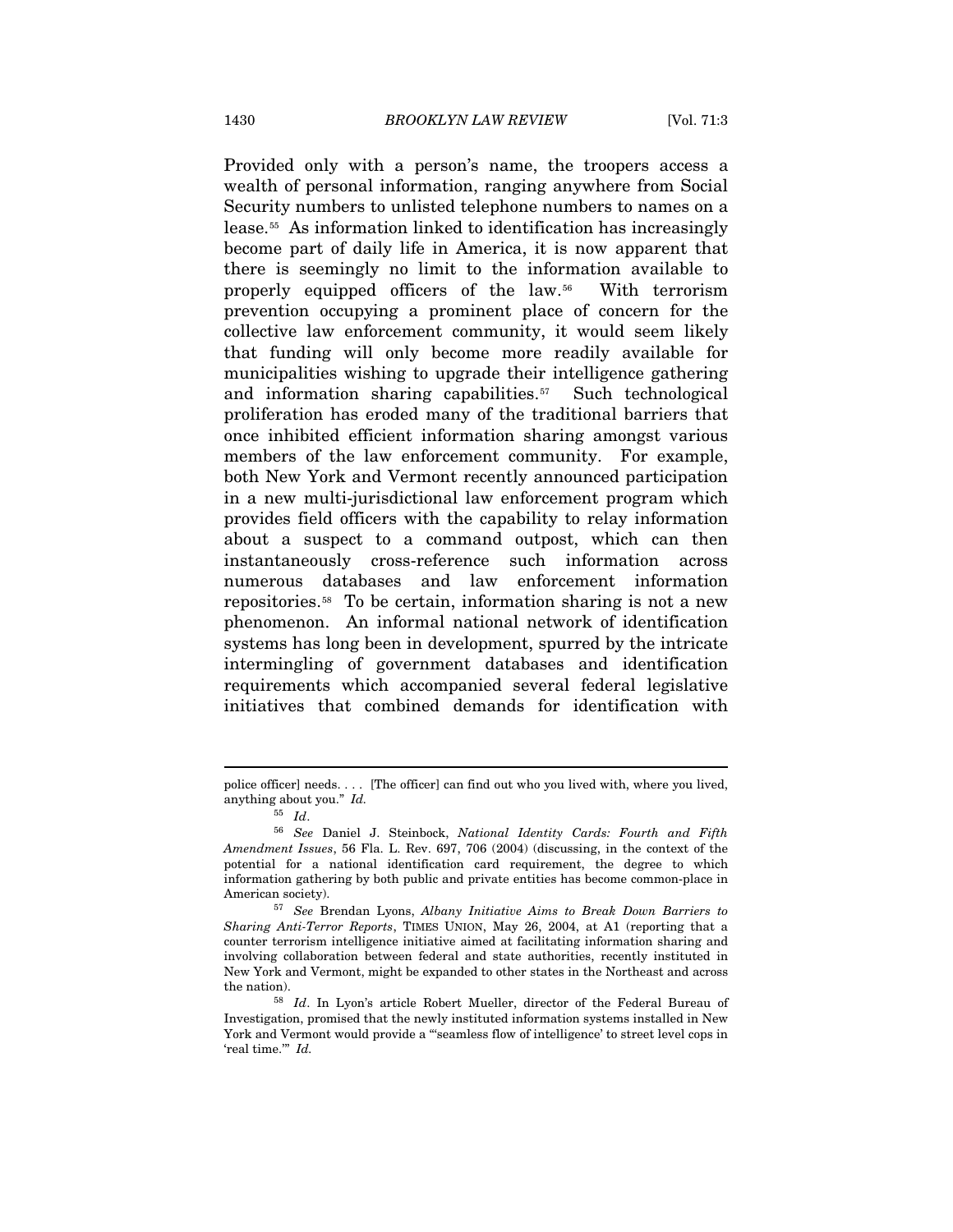Provided only with a person's name, the troopers access a wealth of personal information, ranging anywhere from Social Security numbers to unlisted telephone numbers to names on a lease.[55] As information linked to identification has increasingly become part of daily life in America, it is now apparent that there is seemingly no limit to the information available to properly equipped officers of the law.[56] With terrorism prevention occupying a prominent place of concern for the collective law enforcement community, it would seem likely that funding will only become more readily available for municipalities wishing to upgrade their intelligence gathering and information sharing capabilities.[57] Such technological proliferation has eroded many of the traditional barriers that once inhibited efficient information sharing amongst various members of the law enforcement community. For example, both New York and Vermont recently announced participation in a new multi-jurisdictional law enforcement program which provides field officers with the capability to relay information about a suspect to a command outpost, which can then instantaneously cross-reference such information across numerous databases and law enforcement information repositories.[58] To be certain, information sharing is not a new phenomenon. An informal national network of identification systems has long been in development, spurred by the intricate intermingling of government databases and identification requirements which accompanied several federal legislative initiatives that combined demands for identification with

---

police officer] needs. . . . [The officer] can find out who you lived with, where you lived, anything about you." *Id.*

[55] *Id*.

[56] *See* Daniel J. Steinbock, *National Identity Cards: Fourth and Fifth Amendment Issues*, 56 Fla. L. Rev. 697, 706 (2004) (discussing, in the context of the potential for a national identification card requirement, the degree to which information gathering by both public and private entities has become common-place in American society).

[57] *See* Brendan Lyons, *Albany Initiative Aims to Break Down Barriers to Sharing Anti-Terror Reports*, TIMES UNION, May 26, 2004, at A1 (reporting that a counter terrorism intelligence initiative aimed at facilitating information sharing and involving collaboration between federal and state authorities, recently instituted in New York and Vermont, might be expanded to other states in the Northeast and across the nation).

[58] *Id*. In Lyon's article Robert Mueller, director of the Federal Bureau of Investigation, promised that the newly instituted information systems installed in New York and Vermont would provide a "'seamless flow of intelligence' to street level cops in 'real time.'" *Id.*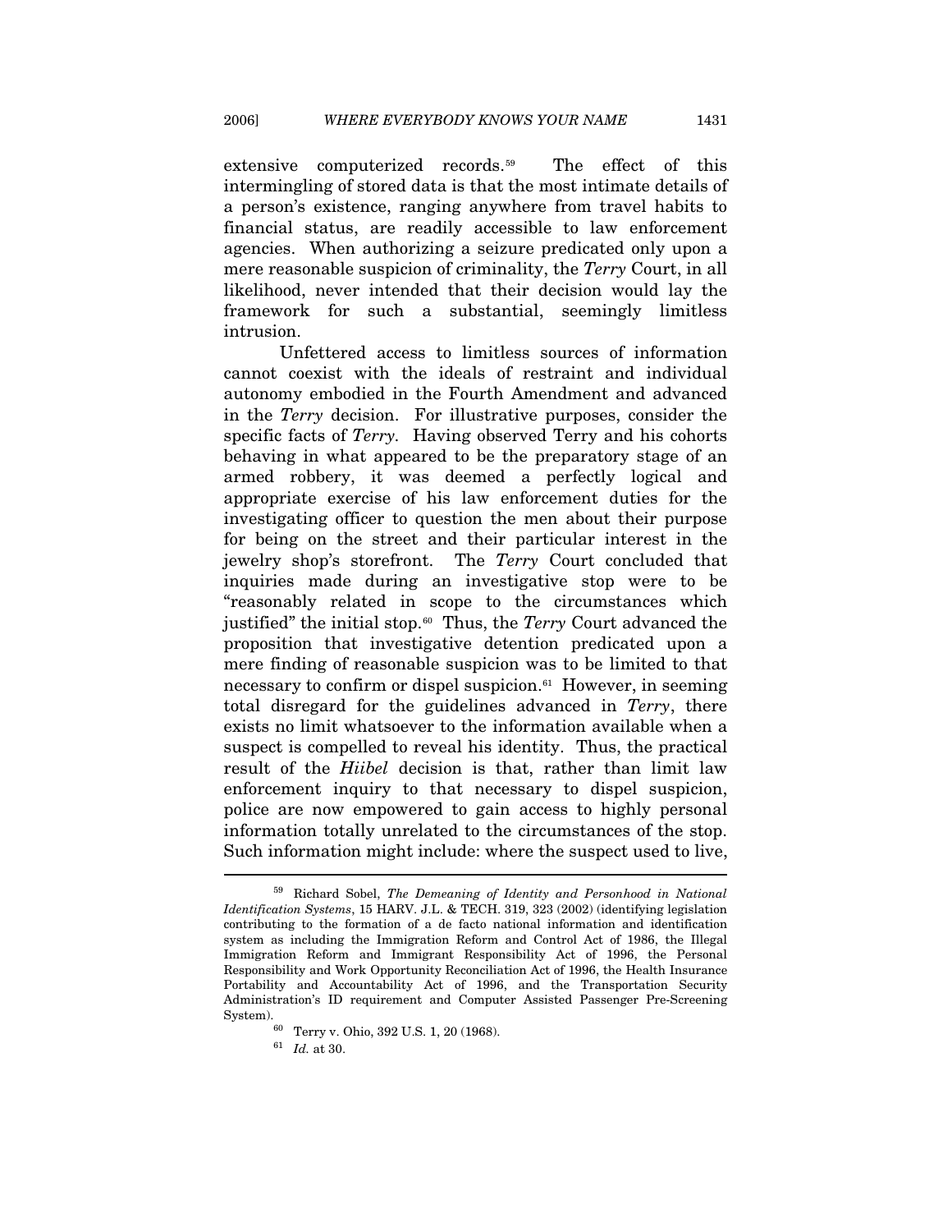extensive computerized records.[59] The effect of this intermingling of stored data is that the most intimate details of a person's existence, ranging anywhere from travel habits to financial status, are readily accessible to law enforcement agencies. When authorizing a seizure predicated only upon a mere reasonable suspicion of criminality, the *Terry* Court, in all likelihood, never intended that their decision would lay the framework for such a substantial, seemingly limitless intrusion.

Unfettered access to limitless sources of information cannot coexist with the ideals of restraint and individual autonomy embodied in the Fourth Amendment and advanced in the *Terry* decision. For illustrative purposes, consider the specific facts of *Terry*. Having observed Terry and his cohorts behaving in what appeared to be the preparatory stage of an armed robbery, it was deemed a perfectly logical and appropriate exercise of his law enforcement duties for the investigating officer to question the men about their purpose for being on the street and their particular interest in the jewelry shop's storefront. The *Terry* Court concluded that inquiries made during an investigative stop were to be "reasonably related in scope to the circumstances which justified" the initial stop.[60] Thus, the *Terry* Court advanced the proposition that investigative detention predicated upon a mere finding of reasonable suspicion was to be limited to that necessary to confirm or dispel suspicion.[61] However, in seeming total disregard for the guidelines advanced in *Terry*, there exists no limit whatsoever to the information available when a suspect is compelled to reveal his identity. Thus, the practical result of the *Hiibel* decision is that, rather than limit law enforcement inquiry to that necessary to dispel suspicion, police are now empowered to gain access to highly personal information totally unrelated to the circumstances of the stop. Such information might include: where the suspect used to live,

---

[59] Richard Sobel, *The Demeaning of Identity and Personhood in National Identification Systems*, 15 HARV. J.L. & TECH. 319, 323 (2002) (identifying legislation contributing to the formation of a de facto national information and identification system as including the Immigration Reform and Control Act of 1986, the Illegal Immigration Reform and Immigrant Responsibility Act of 1996, the Personal Responsibility and Work Opportunity Reconciliation Act of 1996, the Health Insurance Portability and Accountability Act of 1996, and the Transportation Security Administration's ID requirement and Computer Assisted Passenger Pre-Screening System).

[60] Terry v. Ohio, 392 U.S. 1, 20 (1968).

[61] *Id.* at 30.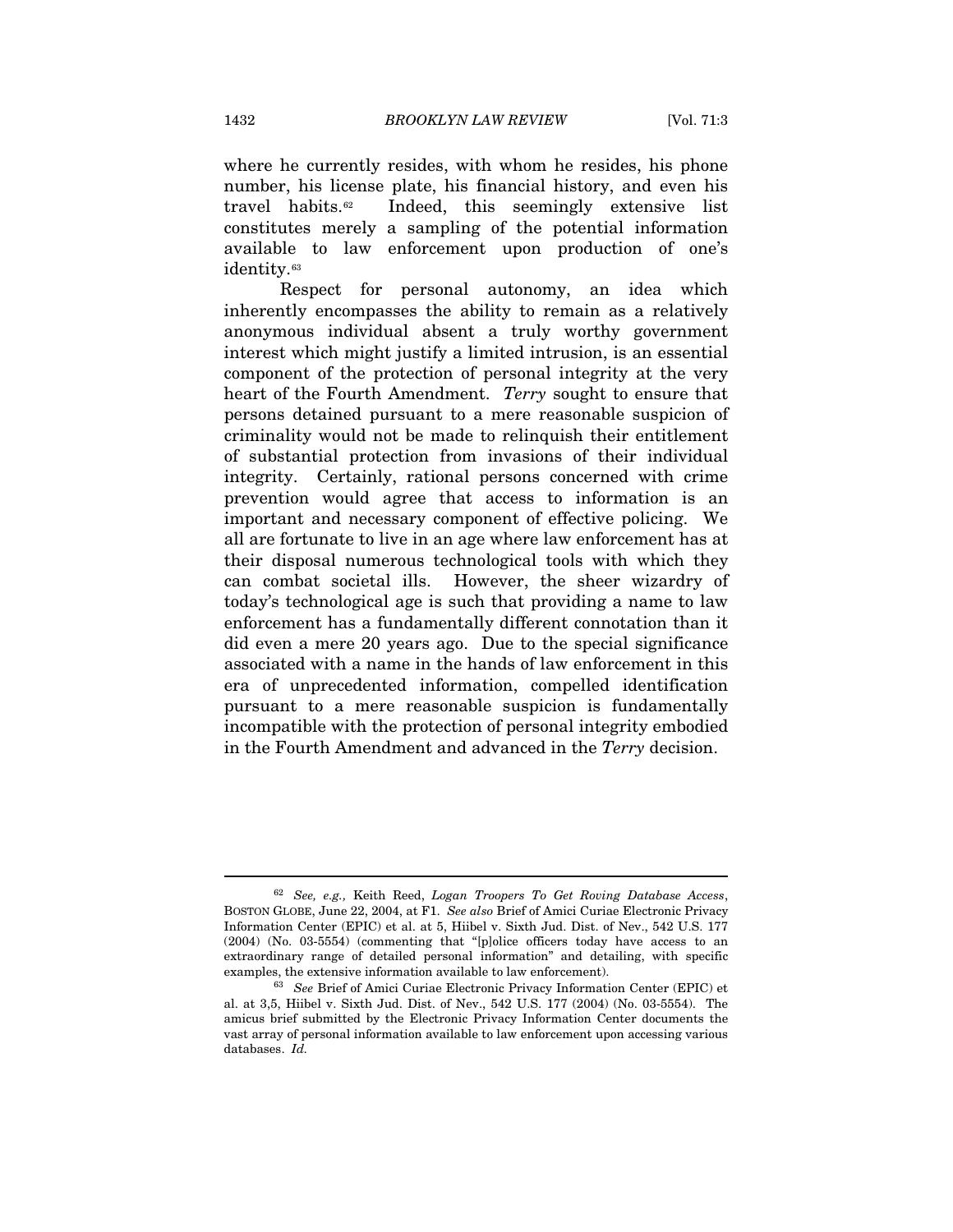where he currently resides, with whom he resides, his phone number, his license plate, his financial history, and even his travel habits.[62] Indeed, this seemingly extensive list constitutes merely a sampling of the potential information available to law enforcement upon production of one's identity.[63]

Respect for personal autonomy, an idea which inherently encompasses the ability to remain as a relatively anonymous individual absent a truly worthy government interest which might justify a limited intrusion, is an essential component of the protection of personal integrity at the very heart of the Fourth Amendment. *Terry* sought to ensure that persons detained pursuant to a mere reasonable suspicion of criminality would not be made to relinquish their entitlement of substantial protection from invasions of their individual integrity. Certainly, rational persons concerned with crime prevention would agree that access to information is an important and necessary component of effective policing. We all are fortunate to live in an age where law enforcement has at their disposal numerous technological tools with which they can combat societal ills. However, the sheer wizardry of today's technological age is such that providing a name to law enforcement has a fundamentally different connotation than it did even a mere 20 years ago. Due to the special significance associated with a name in the hands of law enforcement in this era of unprecedented information, compelled identification pursuant to a mere reasonable suspicion is fundamentally incompatible with the protection of personal integrity embodied in the Fourth Amendment and advanced in the *Terry* decision.

---

[62] *See, e.g.,* Keith Reed, *Logan Troopers To Get Roving Database Access*, BOSTON GLOBE, June 22, 2004, at F1. *See also* Brief of Amici Curiae Electronic Privacy Information Center (EPIC) et al. at 5, Hiibel v. Sixth Jud. Dist. of Nev., 542 U.S. 177 (2004) (No. 03-5554) (commenting that "[p]olice officers today have access to an extraordinary range of detailed personal information" and detailing, with specific examples, the extensive information available to law enforcement).

[63] *See* Brief of Amici Curiae Electronic Privacy Information Center (EPIC) et al. at 3,5, Hiibel v. Sixth Jud. Dist. of Nev., 542 U.S. 177 (2004) (No. 03-5554). The amicus brief submitted by the Electronic Privacy Information Center documents the vast array of personal information available to law enforcement upon accessing various databases. *Id.*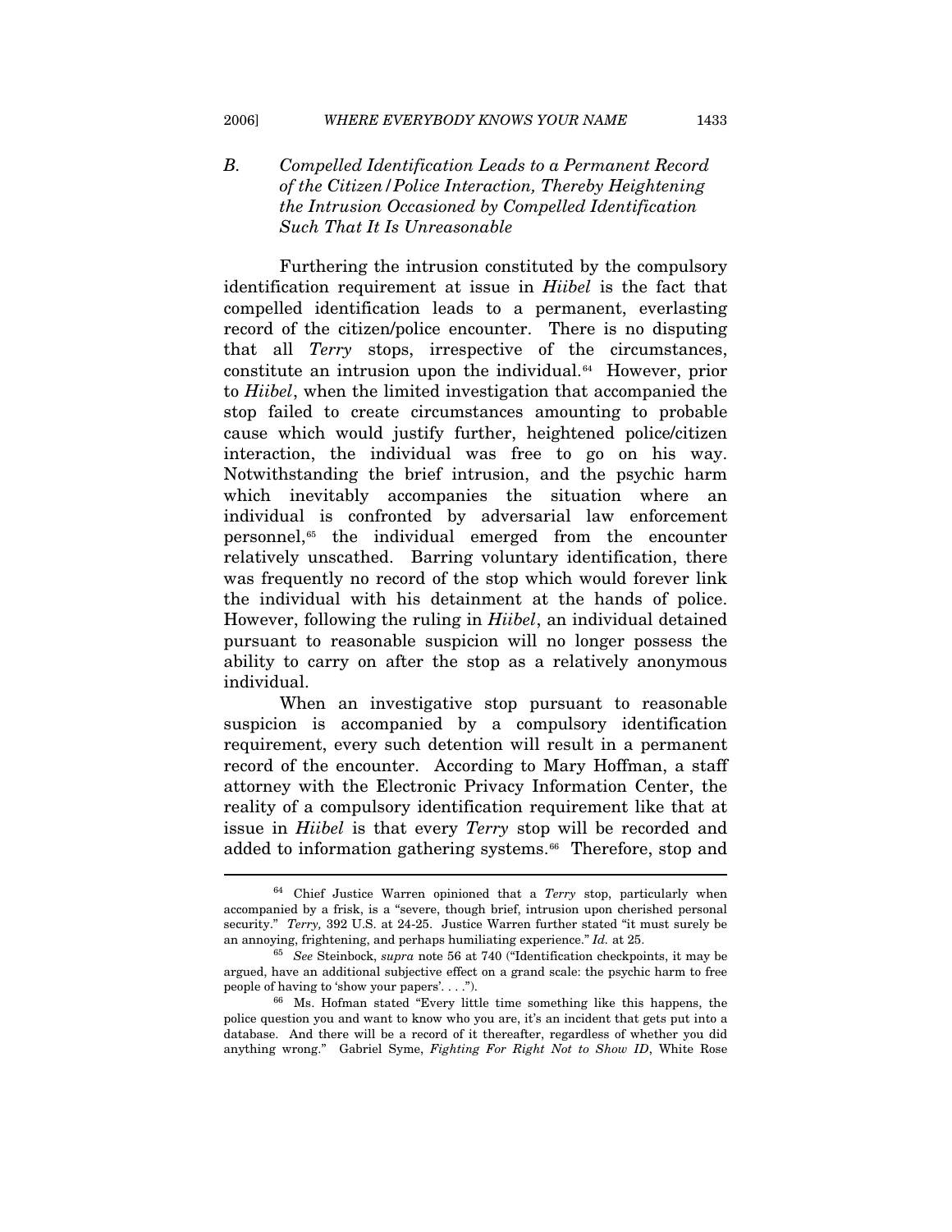### *B. Compelled Identification Leads to a Permanent Record of the Citizen/Police Interaction, Thereby Heightening the Intrusion Occasioned by Compelled Identification Such That It Is Unreasonable*

Furthering the intrusion constituted by the compulsory identification requirement at issue in *Hiibel* is the fact that compelled identification leads to a permanent, everlasting record of the citizen/police encounter. There is no disputing that all *Terry* stops, irrespective of the circumstances, constitute an intrusion upon the individual.[64] However, prior to *Hiibel*, when the limited investigation that accompanied the stop failed to create circumstances amounting to probable cause which would justify further, heightened police/citizen interaction, the individual was free to go on his way. Notwithstanding the brief intrusion, and the psychic harm which inevitably accompanies the situation where an individual is confronted by adversarial law enforcement personnel,[65] the individual emerged from the encounter relatively unscathed. Barring voluntary identification, there was frequently no record of the stop which would forever link the individual with his detainment at the hands of police. However, following the ruling in *Hiibel*, an individual detained pursuant to reasonable suspicion will no longer possess the ability to carry on after the stop as a relatively anonymous individual.

When an investigative stop pursuant to reasonable suspicion is accompanied by a compulsory identification requirement, every such detention will result in a permanent record of the encounter. According to Mary Hoffman, a staff attorney with the Electronic Privacy Information Center, the reality of a compulsory identification requirement like that at issue in *Hiibel* is that every *Terry* stop will be recorded and added to information gathering systems.[66] Therefore, stop and

---

[64] Chief Justice Warren opinioned that a *Terry* stop, particularly when accompanied by a frisk, is a "severe, though brief, intrusion upon cherished personal security." *Terry,* 392 U.S. at 24-25. Justice Warren further stated "it must surely be an annoying, frightening, and perhaps humiliating experience." *Id.* at 25.

[65] *See* Steinbock, *supra* note 56 at 740 ("Identification checkpoints, it may be argued, have an additional subjective effect on a grand scale: the psychic harm to free people of having to 'show your papers'. . . .").

[66] Ms. Hofman stated "Every little time something like this happens, the police question you and want to know who you are, it's an incident that gets put into a database. And there will be a record of it thereafter, regardless of whether you did anything wrong." Gabriel Syme, *Fighting For Right Not to Show ID*, White Rose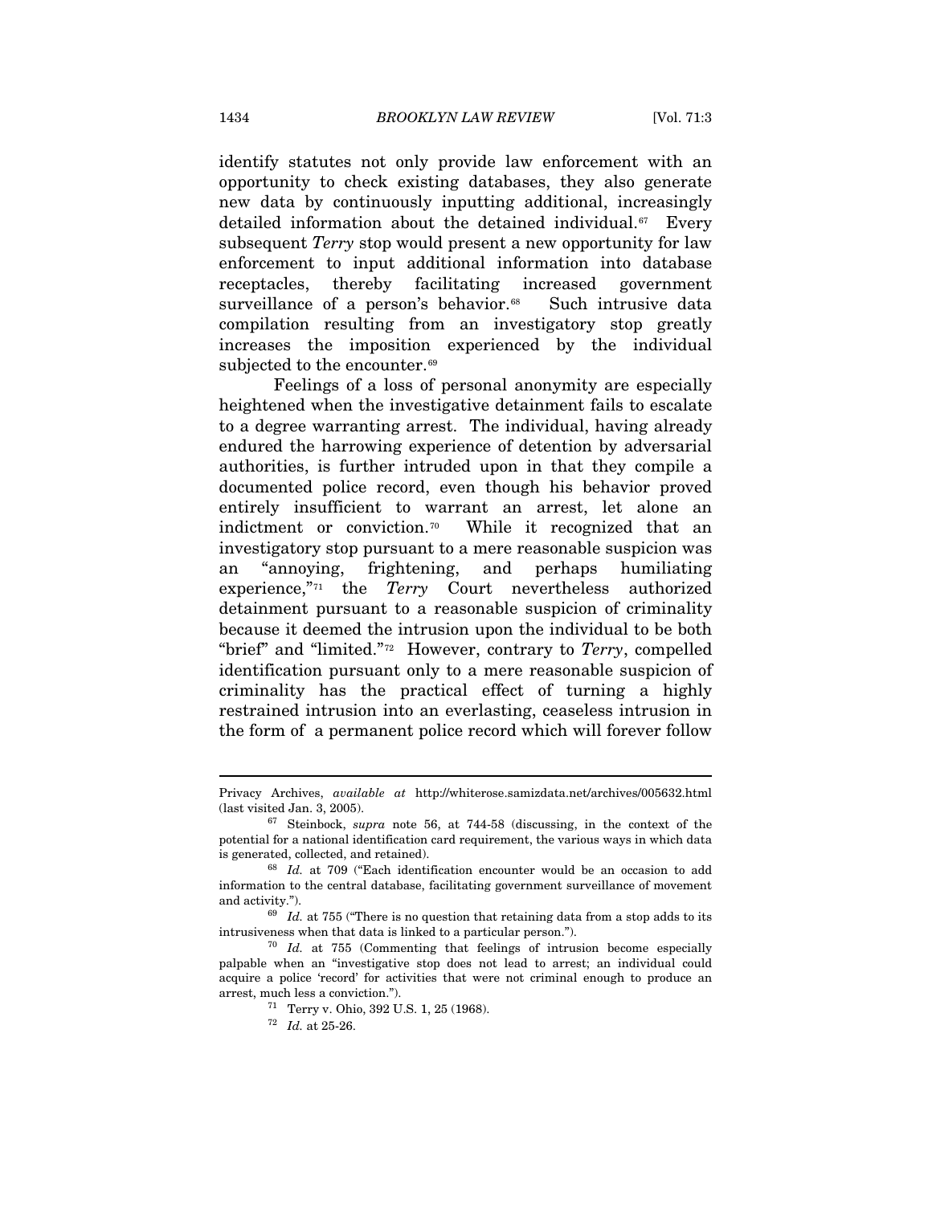identify statutes not only provide law enforcement with an opportunity to check existing databases, they also generate new data by continuously inputting additional, increasingly detailed information about the detained individual.[67] Every subsequent *Terry* stop would present a new opportunity for law enforcement to input additional information into database receptacles, thereby facilitating increased government surveillance of a person's behavior.[68] Such intrusive data compilation resulting from an investigatory stop greatly increases the imposition experienced by the individual subjected to the encounter.[69]

Feelings of a loss of personal anonymity are especially heightened when the investigative detainment fails to escalate to a degree warranting arrest. The individual, having already endured the harrowing experience of detention by adversarial authorities, is further intruded upon in that they compile a documented police record, even though his behavior proved entirely insufficient to warrant an arrest, let alone an indictment or conviction.[70] While it recognized that an investigatory stop pursuant to a mere reasonable suspicion was an "annoying, frightening, and perhaps humiliating experience,"[71] the *Terry* Court nevertheless authorized detainment pursuant to a reasonable suspicion of criminality because it deemed the intrusion upon the individual to be both "brief" and "limited."[72] However, contrary to *Terry*, compelled identification pursuant only to a mere reasonable suspicion of criminality has the practical effect of turning a highly restrained intrusion into an everlasting, ceaseless intrusion in the form of a permanent police record which will forever follow

---

Privacy Archives, *available at* http://whiterose.samizdata.net/archives/005632.html (last visited Jan. 3, 2005).

[67] Steinbock, *supra* note 56, at 744-58 (discussing, in the context of the potential for a national identification card requirement, the various ways in which data is generated, collected, and retained).

[68] *Id.* at 709 ("Each identification encounter would be an occasion to add information to the central database, facilitating government surveillance of movement and activity.").

[69] *Id.* at 755 ("There is no question that retaining data from a stop adds to its intrusiveness when that data is linked to a particular person.").

[70] *Id.* at 755 (Commenting that feelings of intrusion become especially palpable when an "investigative stop does not lead to arrest; an individual could acquire a police 'record' for activities that were not criminal enough to produce an arrest, much less a conviction.").

[71] Terry v. Ohio, 392 U.S. 1, 25 (1968).

[72] *Id.* at 25-26.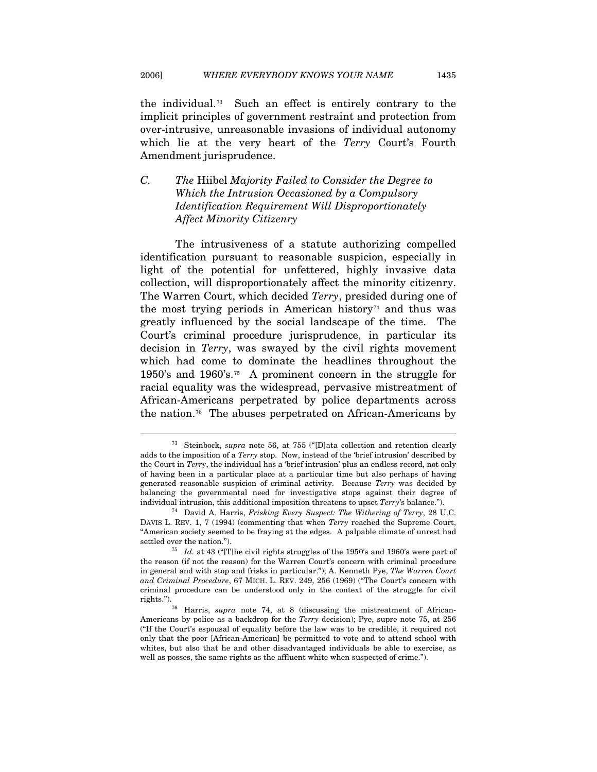the individual.[73] Such an effect is entirely contrary to the implicit principles of government restraint and protection from over-intrusive, unreasonable invasions of individual autonomy which lie at the very heart of the *Terry* Court's Fourth Amendment jurisprudence.

### C. *The* Hiibel *Majority Failed to Consider the Degree to Which the Intrusion Occasioned by a Compulsory Identification Requirement Will Disproportionately Affect Minority Citizenry*

The intrusiveness of a statute authorizing compelled identification pursuant to reasonable suspicion, especially in light of the potential for unfettered, highly invasive data collection, will disproportionately affect the minority citizenry. The Warren Court, which decided *Terry*, presided during one of the most trying periods in American history[74] and thus was greatly influenced by the social landscape of the time. The Court's criminal procedure jurisprudence, in particular its decision in *Terry*, was swayed by the civil rights movement which had come to dominate the headlines throughout the 1950's and 1960's.[75] A prominent concern in the struggle for racial equality was the widespread, pervasive mistreatment of African-Americans perpetrated by police departments across the nation.[76] The abuses perpetrated on African-Americans by

---

[73] Steinbock, *supra* note 56, at 755 ("[D]ata collection and retention clearly adds to the imposition of a *Terry* stop. Now, instead of the 'brief intrusion' described by the Court in *Terry*, the individual has a 'brief intrusion' plus an endless record, not only of having been in a particular place at a particular time but also perhaps of having generated reasonable suspicion of criminal activity. Because *Terry* was decided by balancing the governmental need for investigative stops against their degree of individual intrusion, this additional imposition threatens to upset *Terry*'s balance.").

[74] David A. Harris, *Frisking Every Suspect: The Withering of Terry*, 28 U.C. DAVIS L. REV. 1, 7 (1994) (commenting that when *Terry* reached the Supreme Court, "American society seemed to be fraying at the edges. A palpable climate of unrest had settled over the nation.").

[75] *Id.* at 43 ("[T]he civil rights struggles of the 1950's and 1960's were part of the reason (if not the reason) for the Warren Court's concern with criminal procedure in general and with stop and frisks in particular."); A. Kenneth Pye, *The Warren Court and Criminal Procedure*, 67 MICH. L. REV. 249, 256 (1969) ("The Court's concern with criminal procedure can be understood only in the context of the struggle for civil rights.").

[76] Harris, *supra* note 74, at 8 (discussing the mistreatment of African-Americans by police as a backdrop for the *Terry* decision); Pye, supre note 75, at 256 ("If the Court's espousal of equality before the law was to be credible, it required not only that the poor [African-American] be permitted to vote and to attend school with whites, but also that he and other disadvantaged individuals be able to exercise, as well as posses, the same rights as the affluent white when suspected of crime.").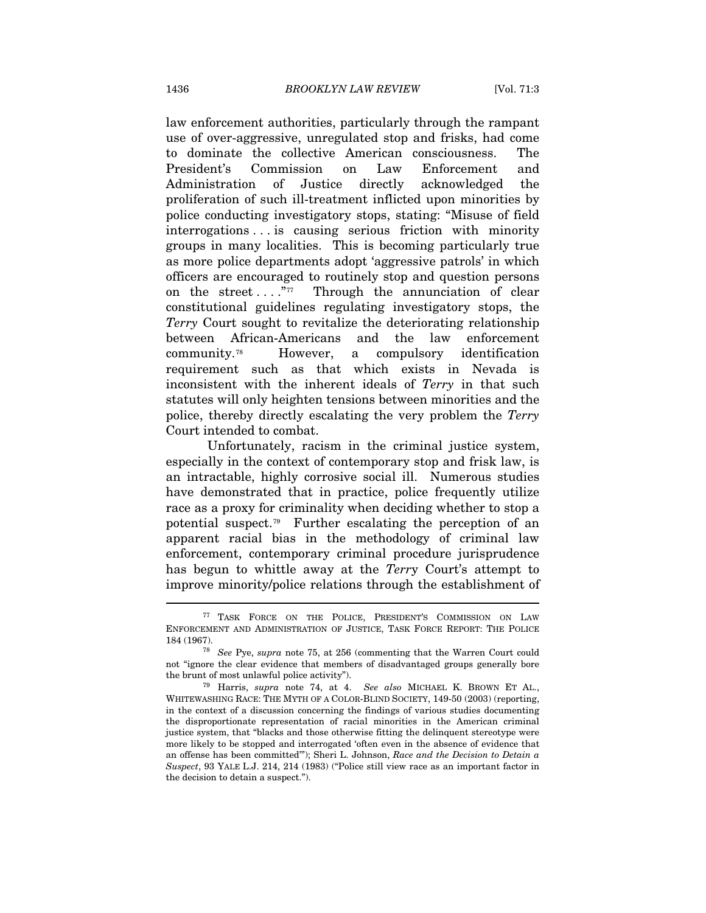law enforcement authorities, particularly through the rampant use of over-aggressive, unregulated stop and frisks, had come to dominate the collective American consciousness. The President's Commission on Law Enforcement and Administration of Justice directly acknowledged the proliferation of such ill-treatment inflicted upon minorities by police conducting investigatory stops, stating: "Misuse of field interrogations . . . is causing serious friction with minority groups in many localities. This is becoming particularly true as more police departments adopt 'aggressive patrols' in which officers are encouraged to routinely stop and question persons on the street . . . ."[77] Through the annunciation of clear constitutional guidelines regulating investigatory stops, the *Terry* Court sought to revitalize the deteriorating relationship between African-Americans and the law enforcement community.[78] However, a compulsory identification requirement such as that which exists in Nevada is inconsistent with the inherent ideals of *Terry* in that such statutes will only heighten tensions between minorities and the police, thereby directly escalating the very problem the *Terry* Court intended to combat.

Unfortunately, racism in the criminal justice system, especially in the context of contemporary stop and frisk law, is an intractable, highly corrosive social ill. Numerous studies have demonstrated that in practice, police frequently utilize race as a proxy for criminality when deciding whether to stop a potential suspect.[79] Further escalating the perception of an apparent racial bias in the methodology of criminal law enforcement, contemporary criminal procedure jurisprudence has begun to whittle away at the *Terry* Court's attempt to improve minority/police relations through the establishment of

---

[77] TASK FORCE ON THE POLICE, PRESIDENT'S COMMISSION ON LAW ENFORCEMENT AND ADMINISTRATION OF JUSTICE, TASK FORCE REPORT: THE POLICE 184 (1967).

[78] *See* Pye, *supra* note 75, at 256 (commenting that the Warren Court could not "ignore the clear evidence that members of disadvantaged groups generally bore the brunt of most unlawful police activity").

[79] Harris, *supra* note 74, at 4. *See also* MICHAEL K. BROWN ET AL., WHITEWASHING RACE: THE MYTH OF A COLOR-BLIND SOCIETY, 149-50 (2003) (reporting, in the context of a discussion concerning the findings of various studies documenting the disproportionate representation of racial minorities in the American criminal justice system, that "blacks and those otherwise fitting the delinquent stereotype were more likely to be stopped and interrogated 'often even in the absence of evidence that an offense has been committed'"); Sheri L. Johnson, *Race and the Decision to Detain a Suspect*, 93 YALE L.J. 214, 214 (1983) ("Police still view race as an important factor in the decision to detain a suspect.").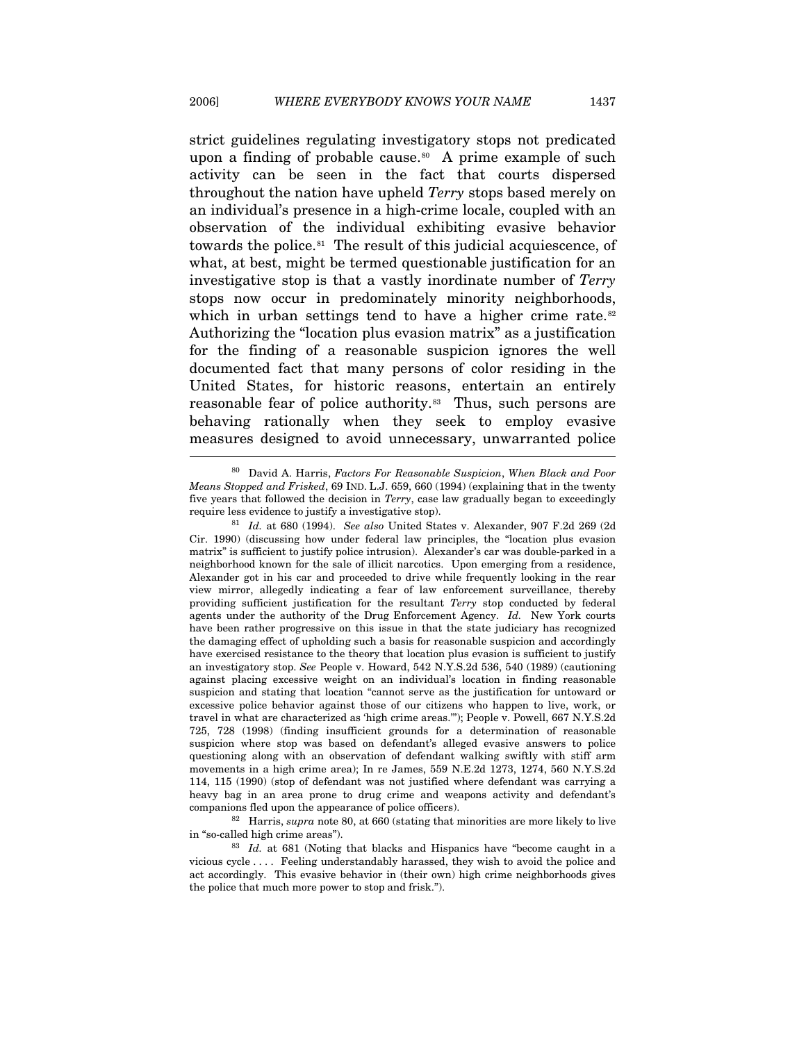strict guidelines regulating investigatory stops not predicated upon a finding of probable cause.[80] A prime example of such activity can be seen in the fact that courts dispersed throughout the nation have upheld *Terry* stops based merely on an individual's presence in a high-crime locale, coupled with an observation of the individual exhibiting evasive behavior towards the police.[81] The result of this judicial acquiescence, of what, at best, might be termed questionable justification for an investigative stop is that a vastly inordinate number of *Terry* stops now occur in predominately minority neighborhoods, which in urban settings tend to have a higher crime rate.[82] Authorizing the "location plus evasion matrix" as a justification for the finding of a reasonable suspicion ignores the well documented fact that many persons of color residing in the United States, for historic reasons, entertain an entirely reasonable fear of police authority.[83] Thus, such persons are behaving rationally when they seek to employ evasive measures designed to avoid unnecessary, unwarranted police

---

[80] David A. Harris, *Factors For Reasonable Suspicion*, *When Black and Poor Means Stopped and Frisked*, 69 IND. L.J. 659, 660 (1994) (explaining that in the twenty five years that followed the decision in *Terry*, case law gradually began to exceedingly require less evidence to justify a investigative stop).

[81] *Id.* at 680 (1994). *See also* United States v. Alexander, 907 F.2d 269 (2d Cir. 1990) (discussing how under federal law principles, the "location plus evasion matrix" is sufficient to justify police intrusion). Alexander's car was double-parked in a neighborhood known for the sale of illicit narcotics. Upon emerging from a residence, Alexander got in his car and proceeded to drive while frequently looking in the rear view mirror, allegedly indicating a fear of law enforcement surveillance, thereby providing sufficient justification for the resultant *Terry* stop conducted by federal agents under the authority of the Drug Enforcement Agency. *Id.* New York courts have been rather progressive on this issue in that the state judiciary has recognized the damaging effect of upholding such a basis for reasonable suspicion and accordingly have exercised resistance to the theory that location plus evasion is sufficient to justify an investigatory stop. *See* People v. Howard, 542 N.Y.S.2d 536, 540 (1989) (cautioning against placing excessive weight on an individual's location in finding reasonable suspicion and stating that location "cannot serve as the justification for untoward or excessive police behavior against those of our citizens who happen to live, work, or travel in what are characterized as 'high crime areas.'"); People v. Powell, 667 N.Y.S.2d 725, 728 (1998) (finding insufficient grounds for a determination of reasonable suspicion where stop was based on defendant's alleged evasive answers to police questioning along with an observation of defendant walking swiftly with stiff arm movements in a high crime area); In re James, 559 N.E.2d 1273, 1274, 560 N.Y.S.2d 114, 115 (1990) (stop of defendant was not justified where defendant was carrying a heavy bag in an area prone to drug crime and weapons activity and defendant's companions fled upon the appearance of police officers).

[82] Harris, *supra* note 80, at 660 (stating that minorities are more likely to live in "so-called high crime areas").

[83] *Id.* at 681 (Noting that blacks and Hispanics have "become caught in a vicious cycle . . . . Feeling understandably harassed, they wish to avoid the police and act accordingly. This evasive behavior in (their own) high crime neighborhoods gives the police that much more power to stop and frisk.").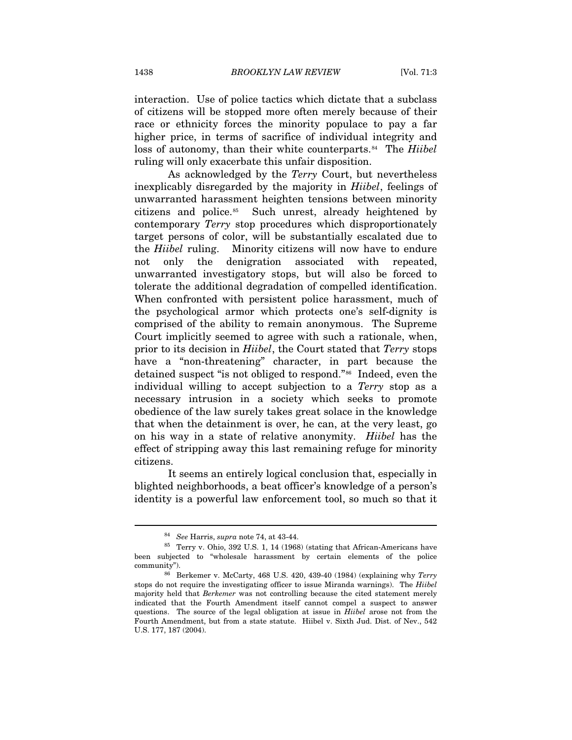interaction. Use of police tactics which dictate that a subclass of citizens will be stopped more often merely because of their race or ethnicity forces the minority populace to pay a far higher price, in terms of sacrifice of individual integrity and loss of autonomy, than their white counterparts.[84] The *Hiibel* ruling will only exacerbate this unfair disposition.

As acknowledged by the *Terry* Court, but nevertheless inexplicably disregarded by the majority in *Hiibel*, feelings of unwarranted harassment heighten tensions between minority citizens and police.[85] Such unrest, already heightened by contemporary *Terry* stop procedures which disproportionately target persons of color, will be substantially escalated due to the *Hiibel* ruling. Minority citizens will now have to endure not only the denigration associated with repeated, unwarranted investigatory stops, but will also be forced to tolerate the additional degradation of compelled identification. When confronted with persistent police harassment, much of the psychological armor which protects one's self-dignity is comprised of the ability to remain anonymous. The Supreme Court implicitly seemed to agree with such a rationale, when, prior to its decision in *Hiibel*, the Court stated that *Terry* stops have a "non-threatening" character, in part because the detained suspect "is not obliged to respond."[86] Indeed, even the individual willing to accept subjection to a *Terry* stop as a necessary intrusion in a society which seeks to promote obedience of the law surely takes great solace in the knowledge that when the detainment is over, he can, at the very least, go on his way in a state of relative anonymity. *Hiibel* has the effect of stripping away this last remaining refuge for minority citizens.

It seems an entirely logical conclusion that, especially in blighted neighborhoods, a beat officer's knowledge of a person's identity is a powerful law enforcement tool, so much so that it

---

[84] *See* Harris, *supra* note 74, at 43-44.

[85] Terry v. Ohio, 392 U.S. 1, 14 (1968) (stating that African-Americans have been subjected to "wholesale harassment by certain elements of the police community").

[86] Berkemer v. McCarty, 468 U.S. 420, 439-40 (1984) (explaining why *Terry* stops do not require the investigating officer to issue Miranda warnings). The *Hiibel* majority held that *Berkemer* was not controlling because the cited statement merely indicated that the Fourth Amendment itself cannot compel a suspect to answer questions. The source of the legal obligation at issue in *Hiibel* arose not from the Fourth Amendment, but from a state statute. Hiibel v. Sixth Jud. Dist. of Nev., 542 U.S. 177, 187 (2004).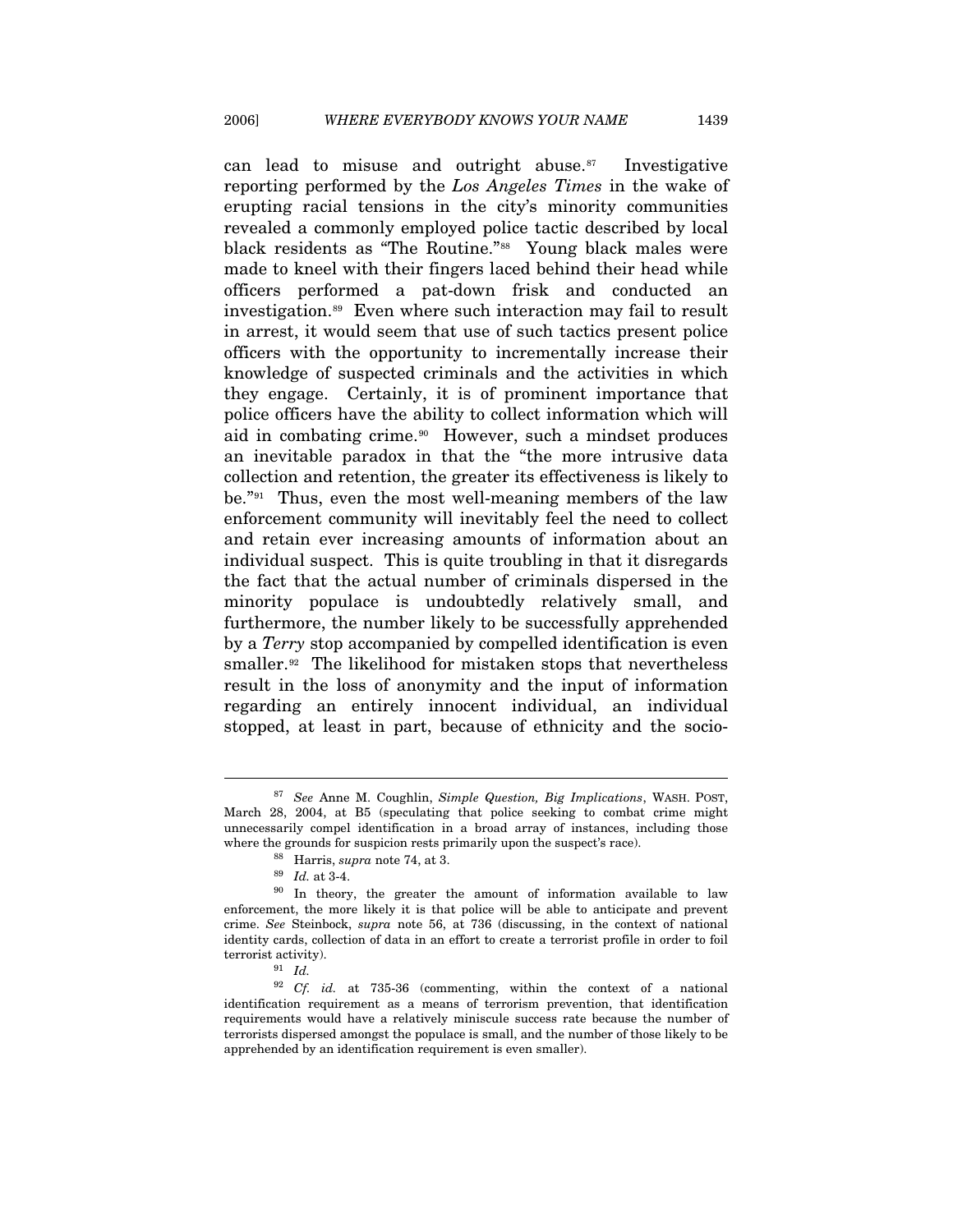can lead to misuse and outright abuse.[87] Investigative reporting performed by the *Los Angeles Times* in the wake of erupting racial tensions in the city's minority communities revealed a commonly employed police tactic described by local black residents as "The Routine."[88] Young black males were made to kneel with their fingers laced behind their head while officers performed a pat-down frisk and conducted an investigation.[89] Even where such interaction may fail to result in arrest, it would seem that use of such tactics present police officers with the opportunity to incrementally increase their knowledge of suspected criminals and the activities in which they engage. Certainly, it is of prominent importance that police officers have the ability to collect information which will aid in combating crime.[90] However, such a mindset produces an inevitable paradox in that the "the more intrusive data collection and retention, the greater its effectiveness is likely to be."[91] Thus, even the most well-meaning members of the law enforcement community will inevitably feel the need to collect and retain ever increasing amounts of information about an individual suspect. This is quite troubling in that it disregards the fact that the actual number of criminals dispersed in the minority populace is undoubtedly relatively small, and furthermore, the number likely to be successfully apprehended by a *Terry* stop accompanied by compelled identification is even smaller.[92] The likelihood for mistaken stops that nevertheless result in the loss of anonymity and the input of information regarding an entirely innocent individual, an individual stopped, at least in part, because of ethnicity and the socio-

---

[87] *See* Anne M. Coughlin, *Simple Question, Big Implications*, WASH. POST, March 28, 2004, at B5 (speculating that police seeking to combat crime might unnecessarily compel identification in a broad array of instances, including those where the grounds for suspicion rests primarily upon the suspect's race).

[88] Harris, *supra* note 74, at 3.

[89] *Id.* at 3-4.

[90] In theory, the greater the amount of information available to law enforcement, the more likely it is that police will be able to anticipate and prevent crime. *See* Steinbock, *supra* note 56, at 736 (discussing, in the context of national identity cards, collection of data in an effort to create a terrorist profile in order to foil terrorist activity).

[91] *Id.*

[92] *Cf. id.* at 735-36 (commenting, within the context of a national identification requirement as a means of terrorism prevention, that identification requirements would have a relatively miniscule success rate because the number of terrorists dispersed amongst the populace is small, and the number of those likely to be apprehended by an identification requirement is even smaller).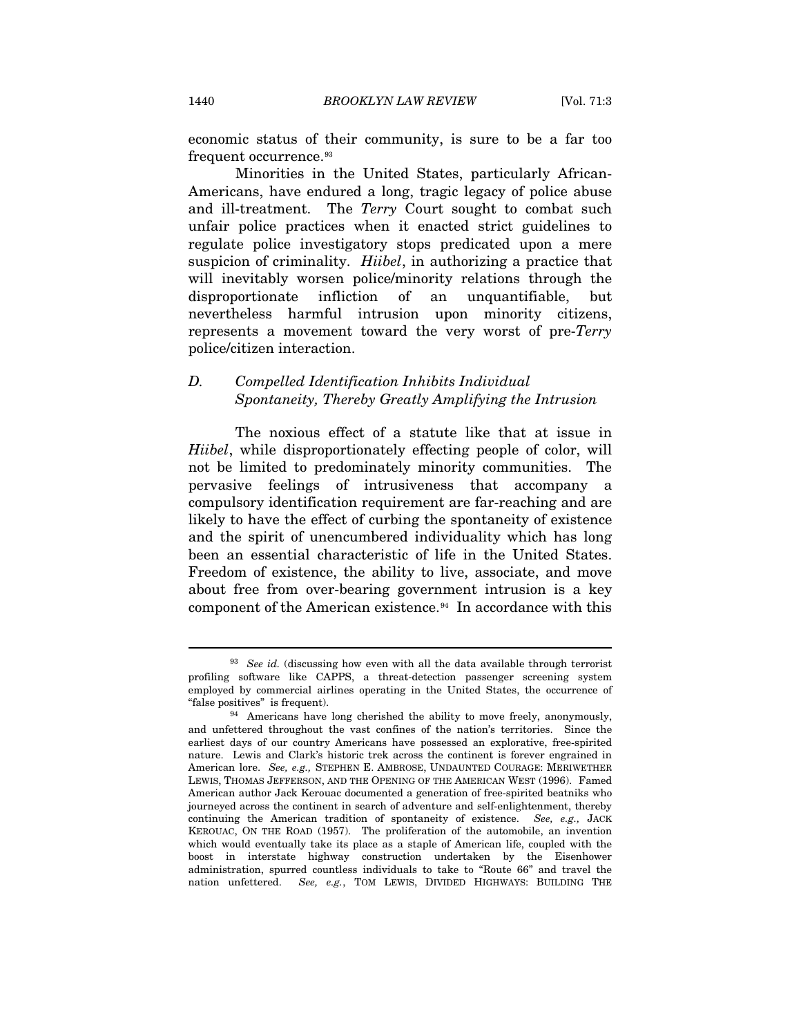economic status of their community, is sure to be a far too frequent occurrence.[93]

Minorities in the United States, particularly African-Americans, have endured a long, tragic legacy of police abuse and ill-treatment. The *Terry* Court sought to combat such unfair police practices when it enacted strict guidelines to regulate police investigatory stops predicated upon a mere suspicion of criminality. *Hiibel*, in authorizing a practice that will inevitably worsen police/minority relations through the disproportionate infliction of an unquantifiable, but nevertheless harmful intrusion upon minority citizens, represents a movement toward the very worst of pre-*Terry* police/citizen interaction.

### D. *Compelled Identification Inhibits Individual Spontaneity, Thereby Greatly Amplifying the Intrusion*

The noxious effect of a statute like that at issue in *Hiibel*, while disproportionately effecting people of color, will not be limited to predominately minority communities. The pervasive feelings of intrusiveness that accompany a compulsory identification requirement are far-reaching and are likely to have the effect of curbing the spontaneity of existence and the spirit of unencumbered individuality which has long been an essential characteristic of life in the United States. Freedom of existence, the ability to live, associate, and move about free from over-bearing government intrusion is a key component of the American existence.[94] In accordance with this

---

[93] *See id.* (discussing how even with all the data available through terrorist profiling software like CAPPS, a threat-detection passenger screening system employed by commercial airlines operating in the United States, the occurrence of "false positives" is frequent).

[94] Americans have long cherished the ability to move freely, anonymously, and unfettered throughout the vast confines of the nation's territories. Since the earliest days of our country Americans have possessed an explorative, free-spirited nature. Lewis and Clark's historic trek across the continent is forever engrained in American lore. *See, e.g.,* STEPHEN E. AMBROSE, UNDAUNTED COURAGE: MERIWETHER LEWIS, THOMAS JEFFERSON, AND THE OPENING OF THE AMERICAN WEST (1996). Famed American author Jack Kerouac documented a generation of free-spirited beatniks who journeyed across the continent in search of adventure and self-enlightenment, thereby continuing the American tradition of spontaneity of existence. *See, e.g.,* JACK KEROUAC, ON THE ROAD (1957). The proliferation of the automobile, an invention which would eventually take its place as a staple of American life, coupled with the boost in interstate highway construction undertaken by the Eisenhower administration, spurred countless individuals to take to "Route 66" and travel the nation unfettered. *See, e.g.*, TOM LEWIS, DIVIDED HIGHWAYS: BUILDING THE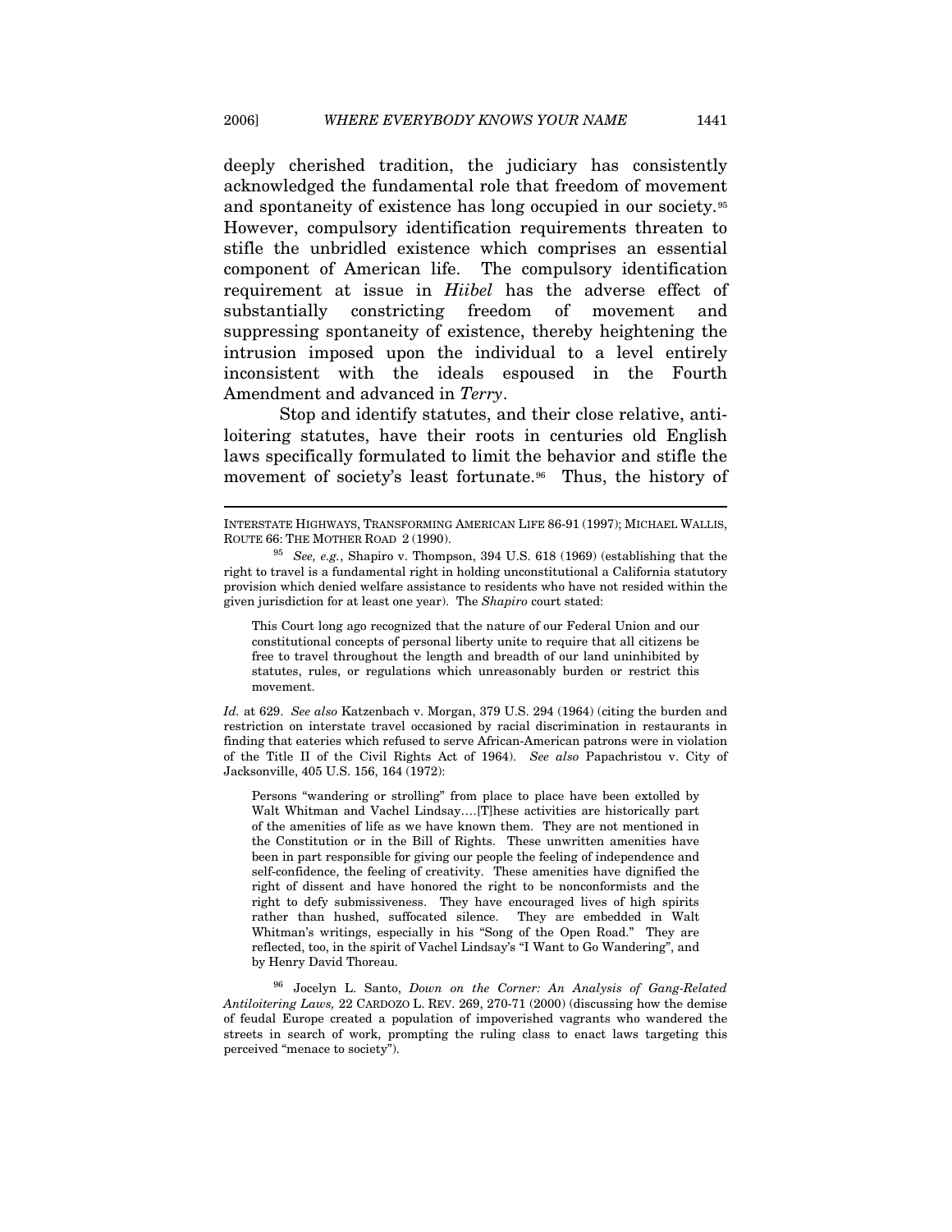deeply cherished tradition, the judiciary has consistently acknowledged the fundamental role that freedom of movement and spontaneity of existence has long occupied in our society.[95] However, compulsory identification requirements threaten to stifle the unbridled existence which comprises an essential component of American life. The compulsory identification requirement at issue in *Hiibel* has the adverse effect of substantially constricting freedom of movement and suppressing spontaneity of existence, thereby heightening the intrusion imposed upon the individual to a level entirely inconsistent with the ideals espoused in the Fourth Amendment and advanced in *Terry*.

Stop and identify statutes, and their close relative, anti-loitering statutes, have their roots in centuries old English laws specifically formulated to limit the behavior and stifle the movement of society's least fortunate.[96] Thus, the history of

---

INTERSTATE HIGHWAYS, TRANSFORMING AMERICAN LIFE 86-91 (1997); MICHAEL WALLIS, ROUTE 66: THE MOTHER ROAD 2 (1990).

[95] *See, e.g.*, Shapiro v. Thompson, 394 U.S. 618 (1969) (establishing that the right to travel is a fundamental right in holding unconstitutional a California statutory provision which denied welfare assistance to residents who have not resided within the given jurisdiction for at least one year). The *Shapiro* court stated:

> This Court long ago recognized that the nature of our Federal Union and our constitutional concepts of personal liberty unite to require that all citizens be free to travel throughout the length and breadth of our land uninhibited by statutes, rules, or regulations which unreasonably burden or restrict this movement.

*Id.* at 629. *See also* Katzenbach v. Morgan, 379 U.S. 294 (1964) (citing the burden and restriction on interstate travel occasioned by racial discrimination in restaurants in finding that eateries which refused to serve African-American patrons were in violation of the Title II of the Civil Rights Act of 1964). *See also* Papachristou v. City of Jacksonville, 405 U.S. 156, 164 (1972):

> Persons "wandering or strolling" from place to place have been extolled by Walt Whitman and Vachel Lindsay....[T]hese activities are historically part of the amenities of life as we have known them. They are not mentioned in the Constitution or in the Bill of Rights. These unwritten amenities have been in part responsible for giving our people the feeling of independence and self-confidence, the feeling of creativity. These amenities have dignified the right of dissent and have honored the right to be nonconformists and the right to defy submissiveness. They have encouraged lives of high spirits rather than hushed, suffocated silence. They are embedded in Walt Whitman's writings, especially in his "Song of the Open Road." They are reflected, too, in the spirit of Vachel Lindsay's "I Want to Go Wandering", and by Henry David Thoreau.

[96] Jocelyn L. Santo, *Down on the Corner: An Analysis of Gang-Related Antiloitering Laws,* 22 CARDOZO L. REV. 269, 270-71 (2000) (discussing how the demise of feudal Europe created a population of impoverished vagrants who wandered the streets in search of work, prompting the ruling class to enact laws targeting this perceived "menace to society").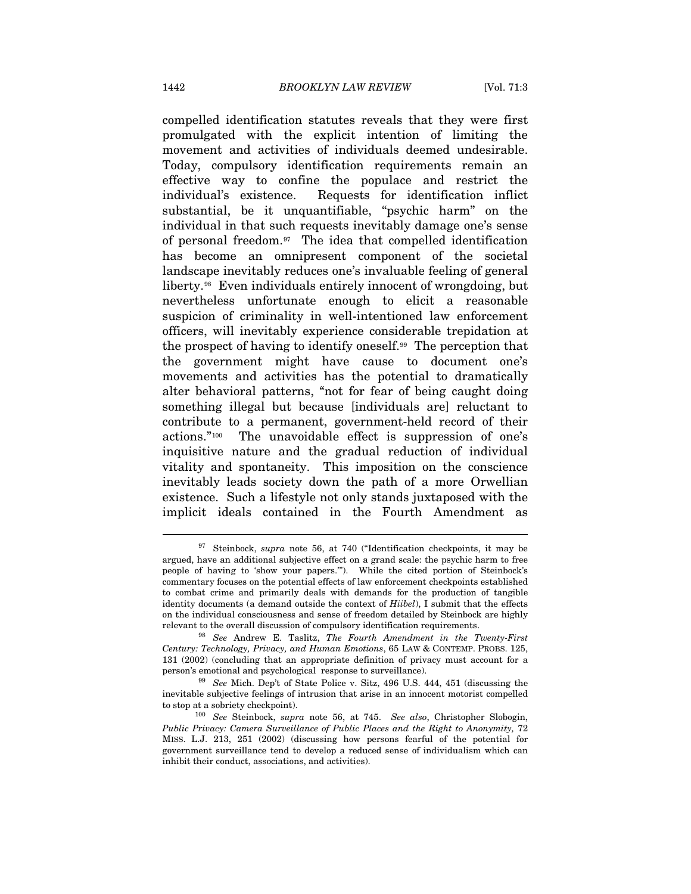compelled identification statutes reveals that they were first promulgated with the explicit intention of limiting the movement and activities of individuals deemed undesirable. Today, compulsory identification requirements remain an effective way to confine the populace and restrict the individual's existence. Requests for identification inflict substantial, be it unquantifiable, "psychic harm" on the individual in that such requests inevitably damage one's sense of personal freedom.[97] The idea that compelled identification has become an omnipresent component of the societal landscape inevitably reduces one's invaluable feeling of general liberty.[98] Even individuals entirely innocent of wrongdoing, but nevertheless unfortunate enough to elicit a reasonable suspicion of criminality in well-intentioned law enforcement officers, will inevitably experience considerable trepidation at the prospect of having to identify oneself.[99] The perception that the government might have cause to document one's movements and activities has the potential to dramatically alter behavioral patterns, "not for fear of being caught doing something illegal but because [individuals are] reluctant to contribute to a permanent, government-held record of their actions."[100] The unavoidable effect is suppression of one's inquisitive nature and the gradual reduction of individual vitality and spontaneity. This imposition on the conscience inevitably leads society down the path of a more Orwellian existence. Such a lifestyle not only stands juxtaposed with the implicit ideals contained in the Fourth Amendment as

---

[97] Steinbock, *supra* note 56, at 740 ("Identification checkpoints, it may be argued, have an additional subjective effect on a grand scale: the psychic harm to free people of having to 'show your papers.'"). While the cited portion of Steinbock's commentary focuses on the potential effects of law enforcement checkpoints established to combat crime and primarily deals with demands for the production of tangible identity documents (a demand outside the context of *Hiibel*), I submit that the effects on the individual consciousness and sense of freedom detailed by Steinbock are highly relevant to the overall discussion of compulsory identification requirements.

[98] *See* Andrew E. Taslitz, *The Fourth Amendment in the Twenty-First Century: Technology, Privacy, and Human Emotions*, 65 LAW & CONTEMP. PROBS. 125, 131 (2002) (concluding that an appropriate definition of privacy must account for a person's emotional and psychological response to surveillance).

[99] *See* Mich. Dep't of State Police v. Sitz, 496 U.S. 444, 451 (discussing the inevitable subjective feelings of intrusion that arise in an innocent motorist compelled to stop at a sobriety checkpoint).

[100] *See* Steinbock, *supra* note 56, at 745. *See also*, Christopher Slobogin, *Public Privacy: Camera Surveillance of Public Places and the Right to Anonymity,* 72 MISS. L.J. 213, 251 (2002) (discussing how persons fearful of the potential for government surveillance tend to develop a reduced sense of individualism which can inhibit their conduct, associations, and activities).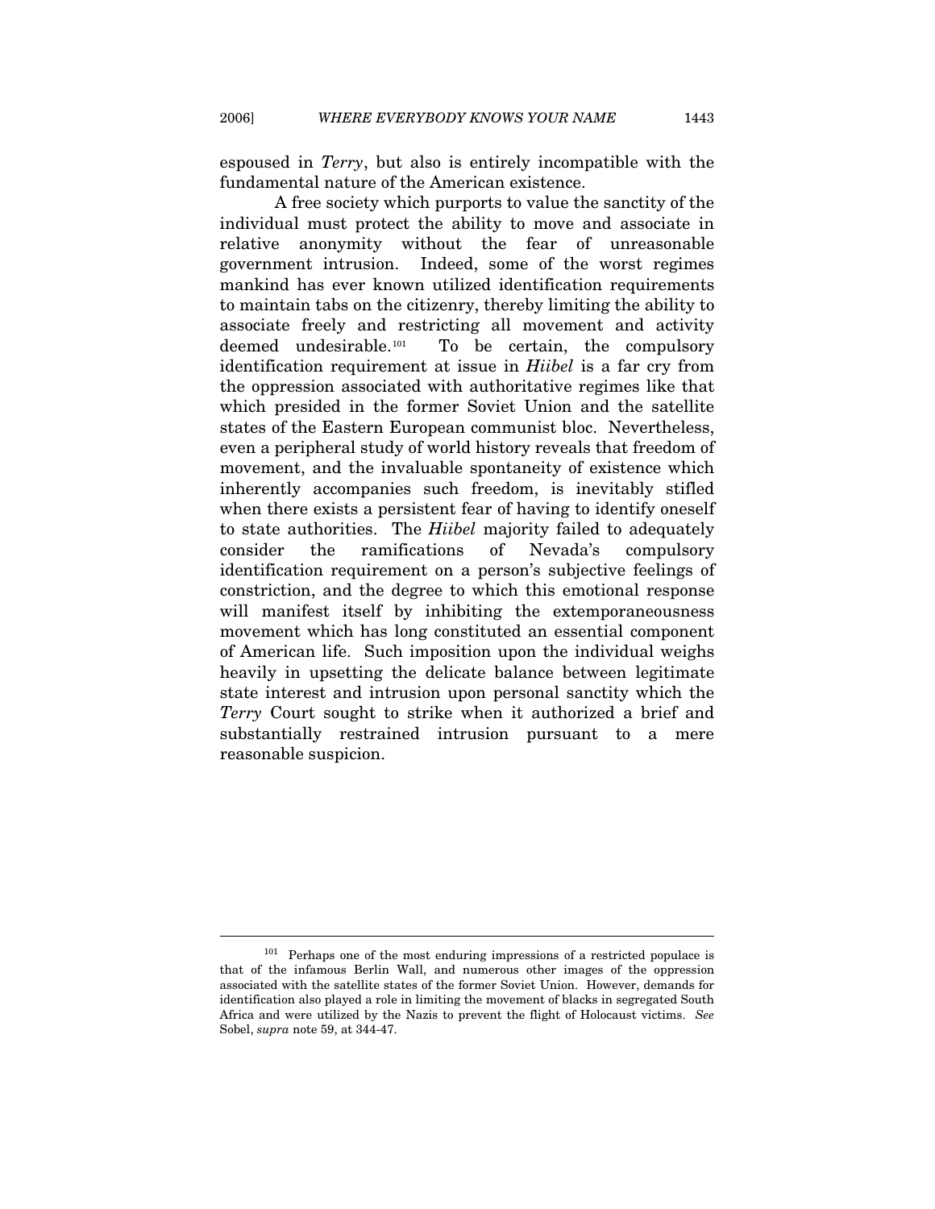espoused in *Terry*, but also is entirely incompatible with the fundamental nature of the American existence.

A free society which purports to value the sanctity of the individual must protect the ability to move and associate in relative anonymity without the fear of unreasonable government intrusion. Indeed, some of the worst regimes mankind has ever known utilized identification requirements to maintain tabs on the citizenry, thereby limiting the ability to associate freely and restricting all movement and activity deemed undesirable.[101] To be certain, the compulsory identification requirement at issue in *Hiibel* is a far cry from the oppression associated with authoritative regimes like that which presided in the former Soviet Union and the satellite states of the Eastern European communist bloc. Nevertheless, even a peripheral study of world history reveals that freedom of movement, and the invaluable spontaneity of existence which inherently accompanies such freedom, is inevitably stifled when there exists a persistent fear of having to identify oneself to state authorities. The *Hiibel* majority failed to adequately consider the ramifications of Nevada's compulsory identification requirement on a person's subjective feelings of constriction, and the degree to which this emotional response will manifest itself by inhibiting the extemporaneousness movement which has long constituted an essential component of American life. Such imposition upon the individual weighs heavily in upsetting the delicate balance between legitimate state interest and intrusion upon personal sanctity which the *Terry* Court sought to strike when it authorized a brief and substantially restrained intrusion pursuant to a mere reasonable suspicion.

---

[101] Perhaps one of the most enduring impressions of a restricted populace is that of the infamous Berlin Wall, and numerous other images of the oppression associated with the satellite states of the former Soviet Union. However, demands for identification also played a role in limiting the movement of blacks in segregated South Africa and were utilized by the Nazis to prevent the flight of Holocaust victims. *See* Sobel, *supra* note 59, at 344-47.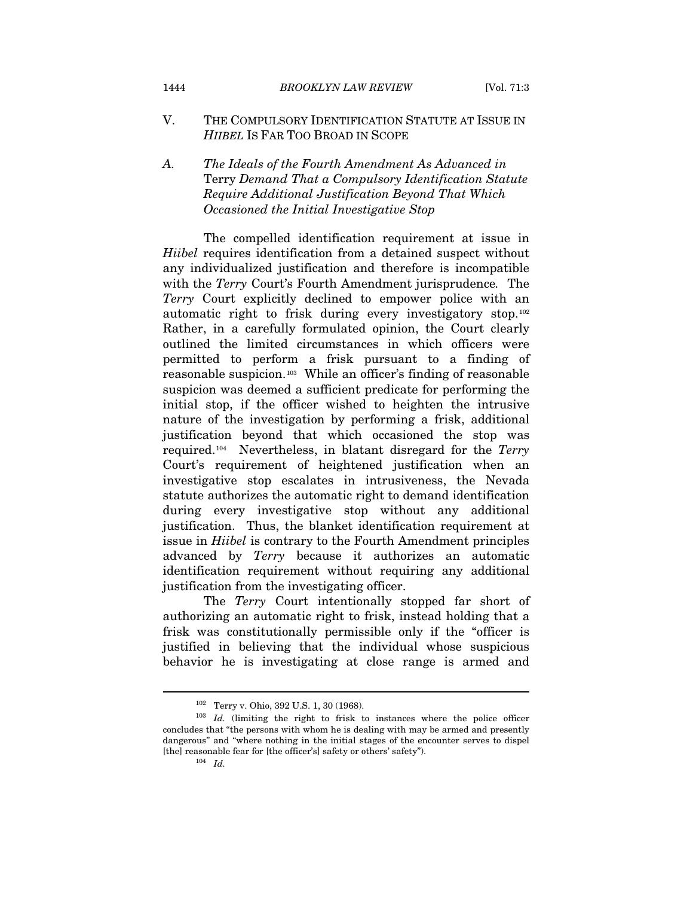## V. THE COMPULSORY IDENTIFICATION STATUTE AT ISSUE IN *HIIBEL* IS FAR TOO BROAD IN SCOPE

### A. *The Ideals of the Fourth Amendment As Advanced in* Terry *Demand That a Compulsory Identification Statute Require Additional Justification Beyond That Which Occasioned the Initial Investigative Stop*

The compelled identification requirement at issue in *Hiibel* requires identification from a detained suspect without any individualized justification and therefore is incompatible with the *Terry* Court's Fourth Amendment jurisprudence. The *Terry* Court explicitly declined to empower police with an automatic right to frisk during every investigatory stop.[102] Rather, in a carefully formulated opinion, the Court clearly outlined the limited circumstances in which officers were permitted to perform a frisk pursuant to a finding of reasonable suspicion.[103] While an officer's finding of reasonable suspicion was deemed a sufficient predicate for performing the initial stop, if the officer wished to heighten the intrusive nature of the investigation by performing a frisk, additional justification beyond that which occasioned the stop was required.[104] Nevertheless, in blatant disregard for the *Terry* Court's requirement of heightened justification when an investigative stop escalates in intrusiveness, the Nevada statute authorizes the automatic right to demand identification during every investigative stop without any additional justification. Thus, the blanket identification requirement at issue in *Hiibel* is contrary to the Fourth Amendment principles advanced by *Terry* because it authorizes an automatic identification requirement without requiring any additional justification from the investigating officer.

The *Terry* Court intentionally stopped far short of authorizing an automatic right to frisk, instead holding that a frisk was constitutionally permissible only if the "officer is justified in believing that the individual whose suspicious behavior he is investigating at close range is armed and

---

[102] Terry v. Ohio, 392 U.S. 1, 30 (1968).

[103] *Id.* (limiting the right to frisk to instances where the police officer concludes that "the persons with whom he is dealing with may be armed and presently dangerous" and "where nothing in the initial stages of the encounter serves to dispel [the] reasonable fear for [the officer's] safety or others' safety").

[104] *Id.*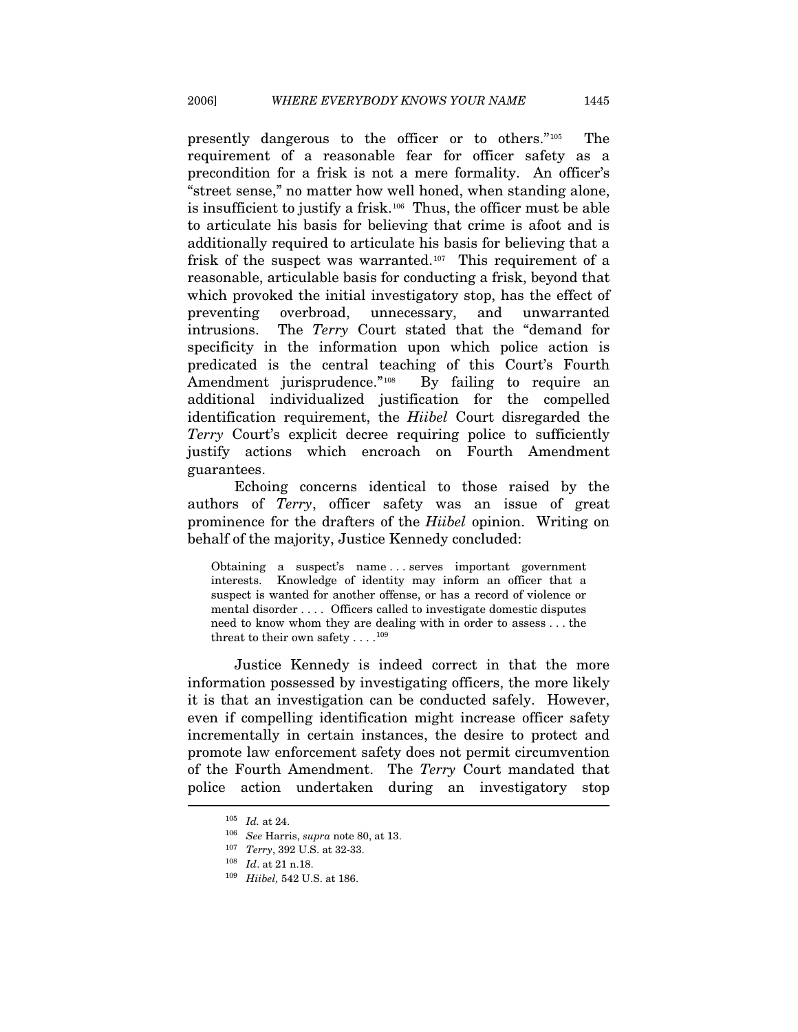presently dangerous to the officer or to others."[105] The requirement of a reasonable fear for officer safety as a precondition for a frisk is not a mere formality. An officer's "street sense," no matter how well honed, when standing alone, is insufficient to justify a frisk.[106] Thus, the officer must be able to articulate his basis for believing that crime is afoot and is additionally required to articulate his basis for believing that a frisk of the suspect was warranted.[107] This requirement of a reasonable, articulable basis for conducting a frisk, beyond that which provoked the initial investigatory stop, has the effect of preventing overbroad, unnecessary, and unwarranted intrusions. The *Terry* Court stated that the "demand for specificity in the information upon which police action is predicated is the central teaching of this Court's Fourth Amendment jurisprudence."[108] By failing to require an additional individualized justification for the compelled identification requirement, the *Hiibel* Court disregarded the *Terry* Court's explicit decree requiring police to sufficiently justify actions which encroach on Fourth Amendment guarantees.

Echoing concerns identical to those raised by the authors of *Terry*, officer safety was an issue of great prominence for the drafters of the *Hiibel* opinion. Writing on behalf of the majority, Justice Kennedy concluded:

> Obtaining a suspect's name . . . serves important government interests. Knowledge of identity may inform an officer that a suspect is wanted for another offense, or has a record of violence or mental disorder . . . . Officers called to investigate domestic disputes need to know whom they are dealing with in order to assess . . . the threat to their own safety . . . .[109]

Justice Kennedy is indeed correct in that the more information possessed by investigating officers, the more likely it is that an investigation can be conducted safely. However, even if compelling identification might increase officer safety incrementally in certain instances, the desire to protect and promote law enforcement safety does not permit circumvention of the Fourth Amendment. The *Terry* Court mandated that police action undertaken during an investigatory stop

---

[105] *Id.* at 24.

[106] *See* Harris, *supra* note 80, at 13.

[107] *Terry*, 392 U.S. at 32-33.

[108] *Id*. at 21 n.18.

[109] *Hiibel,* 542 U.S. at 186.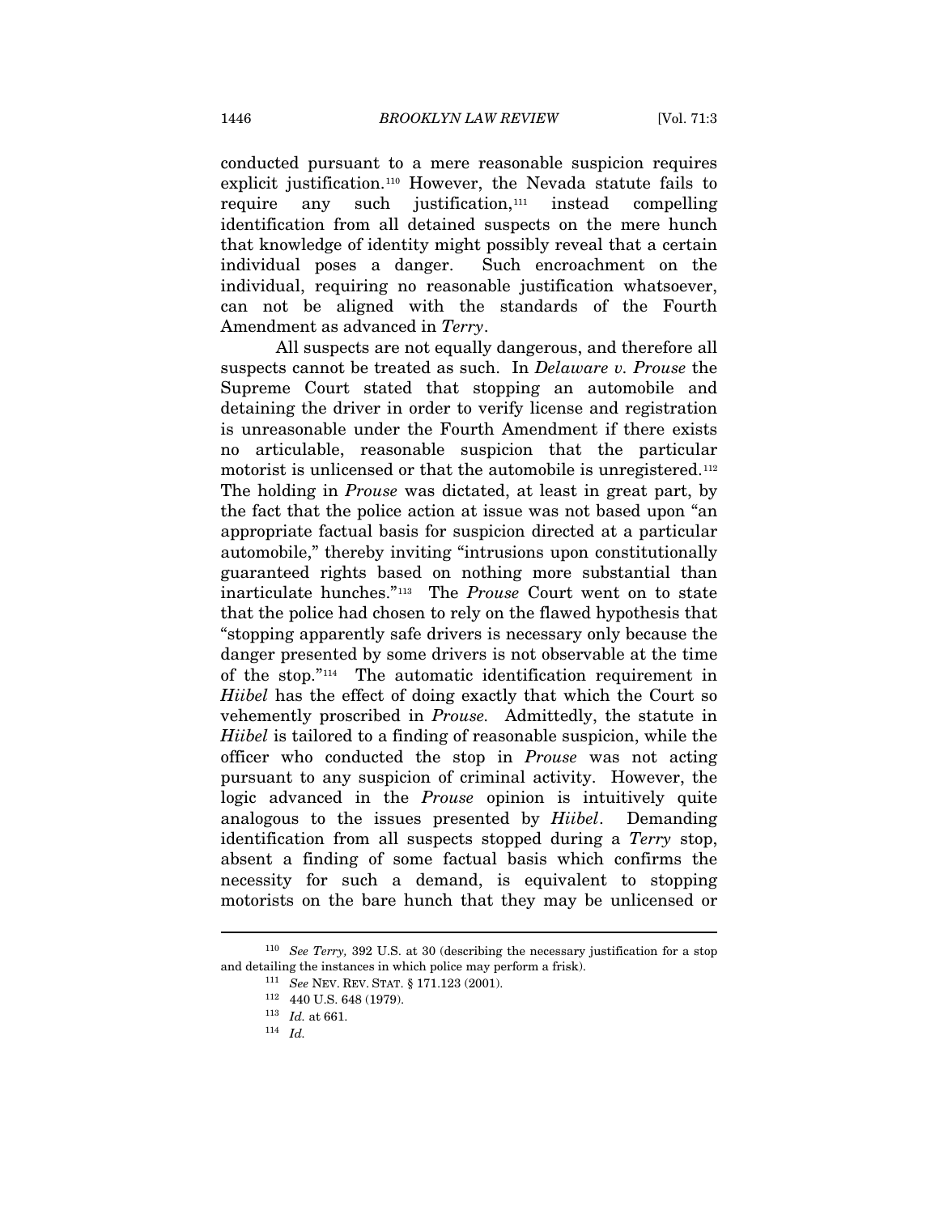conducted pursuant to a mere reasonable suspicion requires explicit justification.[110] However, the Nevada statute fails to require any such justification,[111] instead compelling identification from all detained suspects on the mere hunch that knowledge of identity might possibly reveal that a certain individual poses a danger. Such encroachment on the individual, requiring no reasonable justification whatsoever, can not be aligned with the standards of the Fourth Amendment as advanced in *Terry*.

All suspects are not equally dangerous, and therefore all suspects cannot be treated as such. In *Delaware v. Prouse* the Supreme Court stated that stopping an automobile and detaining the driver in order to verify license and registration is unreasonable under the Fourth Amendment if there exists no articulable, reasonable suspicion that the particular motorist is unlicensed or that the automobile is unregistered.[112] The holding in *Prouse* was dictated, at least in great part, by the fact that the police action at issue was not based upon "an appropriate factual basis for suspicion directed at a particular automobile," thereby inviting "intrusions upon constitutionally guaranteed rights based on nothing more substantial than inarticulate hunches."[113] The *Prouse* Court went on to state that the police had chosen to rely on the flawed hypothesis that "stopping apparently safe drivers is necessary only because the danger presented by some drivers is not observable at the time of the stop."[114] The automatic identification requirement in *Hiibel* has the effect of doing exactly that which the Court so vehemently proscribed in *Prouse.* Admittedly, the statute in *Hiibel* is tailored to a finding of reasonable suspicion, while the officer who conducted the stop in *Prouse* was not acting pursuant to any suspicion of criminal activity. However, the logic advanced in the *Prouse* opinion is intuitively quite analogous to the issues presented by *Hiibel*. Demanding identification from all suspects stopped during a *Terry* stop, absent a finding of some factual basis which confirms the necessity for such a demand, is equivalent to stopping motorists on the bare hunch that they may be unlicensed or

---

[110] *See Terry,* 392 U.S. at 30 (describing the necessary justification for a stop and detailing the instances in which police may perform a frisk).

[111] *See* NEV. REV. STAT. § 171.123 (2001).

[112] 440 U.S. 648 (1979).

[113] *Id.* at 661.

[114] *Id.*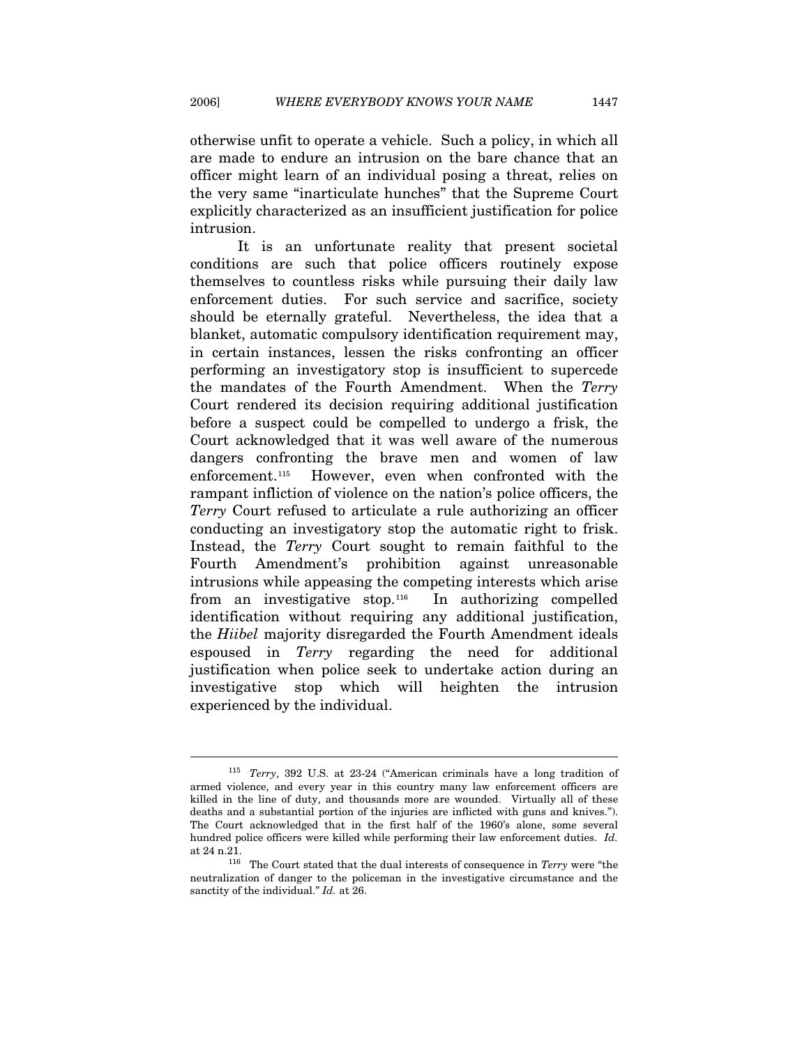otherwise unfit to operate a vehicle. Such a policy, in which all are made to endure an intrusion on the bare chance that an officer might learn of an individual posing a threat, relies on the very same "inarticulate hunches" that the Supreme Court explicitly characterized as an insufficient justification for police intrusion.

It is an unfortunate reality that present societal conditions are such that police officers routinely expose themselves to countless risks while pursuing their daily law enforcement duties. For such service and sacrifice, society should be eternally grateful. Nevertheless, the idea that a blanket, automatic compulsory identification requirement may, in certain instances, lessen the risks confronting an officer performing an investigatory stop is insufficient to supercede the mandates of the Fourth Amendment. When the *Terry* Court rendered its decision requiring additional justification before a suspect could be compelled to undergo a frisk, the Court acknowledged that it was well aware of the numerous dangers confronting the brave men and women of law enforcement.[115] However, even when confronted with the rampant infliction of violence on the nation's police officers, the *Terry* Court refused to articulate a rule authorizing an officer conducting an investigatory stop the automatic right to frisk. Instead, the *Terry* Court sought to remain faithful to the Fourth Amendment's prohibition against unreasonable intrusions while appeasing the competing interests which arise from an investigative stop.[116] In authorizing compelled identification without requiring any additional justification, the *Hiibel* majority disregarded the Fourth Amendment ideals espoused in *Terry* regarding the need for additional justification when police seek to undertake action during an investigative stop which will heighten the intrusion experienced by the individual.

---

[115] *Terry*, 392 U.S. at 23-24 ("American criminals have a long tradition of armed violence, and every year in this country many law enforcement officers are killed in the line of duty, and thousands more are wounded. Virtually all of these deaths and a substantial portion of the injuries are inflicted with guns and knives."). The Court acknowledged that in the first half of the 1960's alone, some several hundred police officers were killed while performing their law enforcement duties. *Id.* at 24 n.21.

[116] The Court stated that the dual interests of consequence in *Terry* were "the neutralization of danger to the policeman in the investigative circumstance and the sanctity of the individual." *Id.* at 26.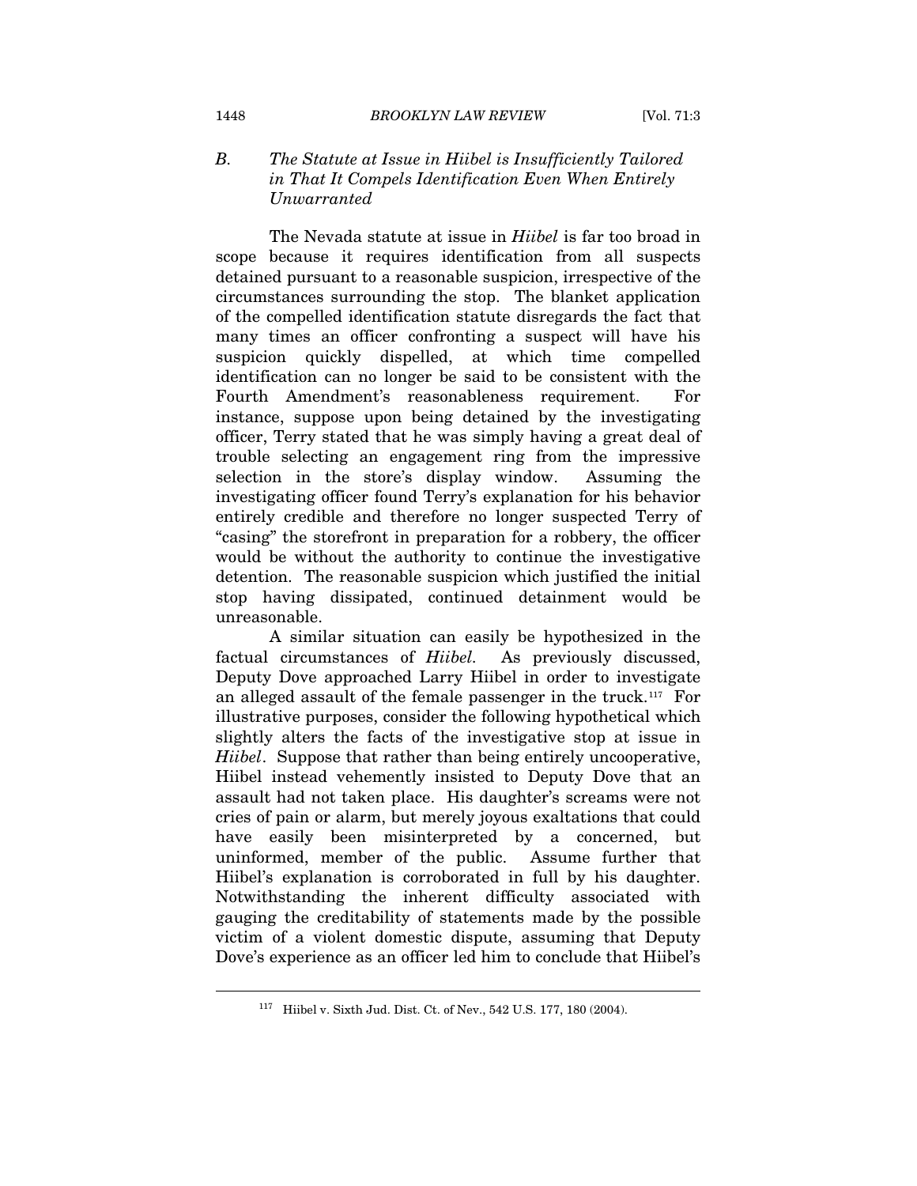### B. *The Statute at Issue in Hiibel is Insufficiently Tailored in That It Compels Identification Even When Entirely Unwarranted*

The Nevada statute at issue in *Hiibel* is far too broad in scope because it requires identification from all suspects detained pursuant to a reasonable suspicion, irrespective of the circumstances surrounding the stop. The blanket application of the compelled identification statute disregards the fact that many times an officer confronting a suspect will have his suspicion quickly dispelled, at which time compelled identification can no longer be said to be consistent with the Fourth Amendment's reasonableness requirement. For instance, suppose upon being detained by the investigating officer, Terry stated that he was simply having a great deal of trouble selecting an engagement ring from the impressive selection in the store's display window. Assuming the investigating officer found Terry's explanation for his behavior entirely credible and therefore no longer suspected Terry of "casing" the storefront in preparation for a robbery, the officer would be without the authority to continue the investigative detention. The reasonable suspicion which justified the initial stop having dissipated, continued detainment would be unreasonable.

A similar situation can easily be hypothesized in the factual circumstances of *Hiibel*. As previously discussed, Deputy Dove approached Larry Hiibel in order to investigate an alleged assault of the female passenger in the truck.[117] For illustrative purposes, consider the following hypothetical which slightly alters the facts of the investigative stop at issue in *Hiibel*. Suppose that rather than being entirely uncooperative, Hiibel instead vehemently insisted to Deputy Dove that an assault had not taken place. His daughter's screams were not cries of pain or alarm, but merely joyous exaltations that could have easily been misinterpreted by a concerned, but uninformed, member of the public. Assume further that Hiibel's explanation is corroborated in full by his daughter. Notwithstanding the inherent difficulty associated with gauging the creditability of statements made by the possible victim of a violent domestic dispute, assuming that Deputy Dove's experience as an officer led him to conclude that Hiibel's

---

[117] Hiibel v. Sixth Jud. Dist. Ct. of Nev., 542 U.S. 177, 180 (2004).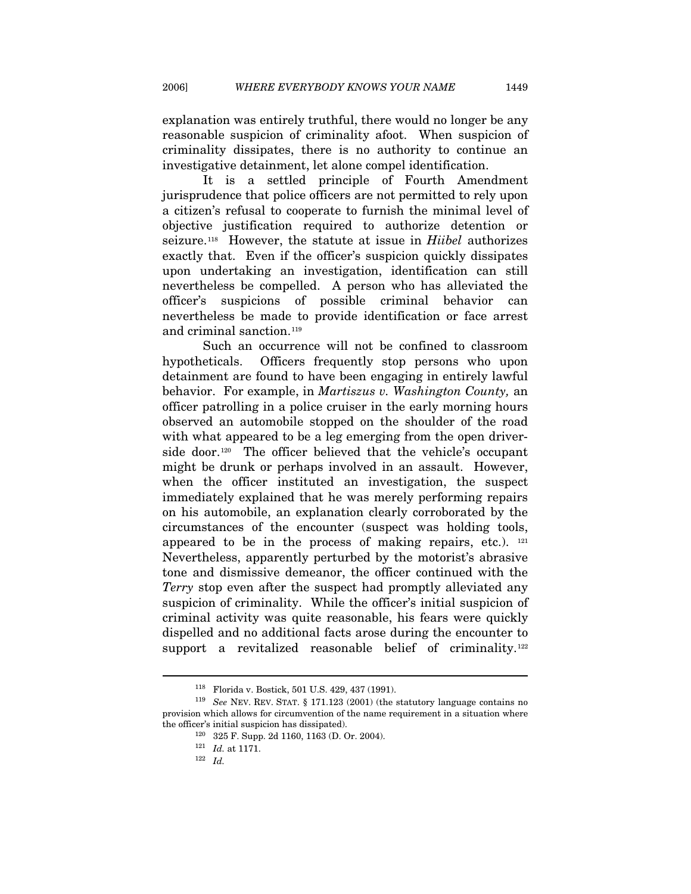explanation was entirely truthful, there would no longer be any reasonable suspicion of criminality afoot. When suspicion of criminality dissipates, there is no authority to continue an investigative detainment, let alone compel identification.

It is a settled principle of Fourth Amendment jurisprudence that police officers are not permitted to rely upon a citizen's refusal to cooperate to furnish the minimal level of objective justification required to authorize detention or seizure.[118] However, the statute at issue in *Hiibel* authorizes exactly that. Even if the officer's suspicion quickly dissipates upon undertaking an investigation, identification can still nevertheless be compelled. A person who has alleviated the officer's suspicions of possible criminal behavior can nevertheless be made to provide identification or face arrest and criminal sanction.[119]

Such an occurrence will not be confined to classroom hypotheticals. Officers frequently stop persons who upon detainment are found to have been engaging in entirely lawful behavior. For example, in *Martiszus v. Washington County,* an officer patrolling in a police cruiser in the early morning hours observed an automobile stopped on the shoulder of the road with what appeared to be a leg emerging from the open driver-side door.[120] The officer believed that the vehicle's occupant might be drunk or perhaps involved in an assault. However, when the officer instituted an investigation, the suspect immediately explained that he was merely performing repairs on his automobile, an explanation clearly corroborated by the circumstances of the encounter (suspect was holding tools, appeared to be in the process of making repairs, etc.).[121] Nevertheless, apparently perturbed by the motorist's abrasive tone and dismissive demeanor, the officer continued with the *Terry* stop even after the suspect had promptly alleviated any suspicion of criminality. While the officer's initial suspicion of criminal activity was quite reasonable, his fears were quickly dispelled and no additional facts arose during the encounter to support a revitalized reasonable belief of criminality.[122]

---

[118] Florida v. Bostick, 501 U.S. 429, 437 (1991).

[119] *See* NEV. REV. STAT. § 171.123 (2001) (the statutory language contains no provision which allows for circumvention of the name requirement in a situation where the officer's initial suspicion has dissipated).

[120] 325 F. Supp. 2d 1160, 1163 (D. Or. 2004).

[121] *Id.* at 1171.

[122] *Id.*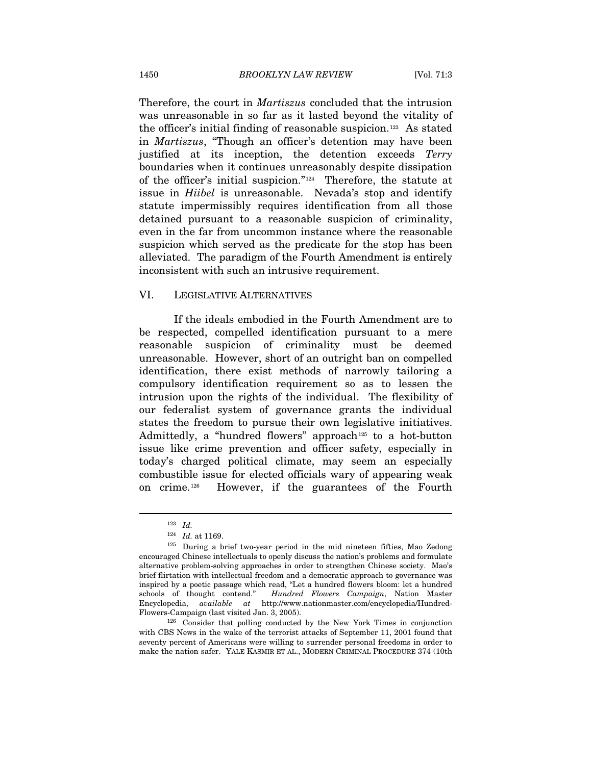Therefore, the court in *Martiszus* concluded that the intrusion was unreasonable in so far as it lasted beyond the vitality of the officer's initial finding of reasonable suspicion.[123] As stated in *Martiszus*, "Though an officer's detention may have been justified at its inception, the detention exceeds *Terry* boundaries when it continues unreasonably despite dissipation of the officer's initial suspicion."[124] Therefore, the statute at issue in *Hiibel* is unreasonable. Nevada's stop and identify statute impermissibly requires identification from all those detained pursuant to a reasonable suspicion of criminality, even in the far from uncommon instance where the reasonable suspicion which served as the predicate for the stop has been alleviated. The paradigm of the Fourth Amendment is entirely inconsistent with such an intrusive requirement.

## VI. LEGISLATIVE ALTERNATIVES

If the ideals embodied in the Fourth Amendment are to be respected, compelled identification pursuant to a mere reasonable suspicion of criminality must be deemed unreasonable. However, short of an outright ban on compelled identification, there exist methods of narrowly tailoring a compulsory identification requirement so as to lessen the intrusion upon the rights of the individual. The flexibility of our federalist system of governance grants the individual states the freedom to pursue their own legislative initiatives. Admittedly, a "hundred flowers" approach[125] to a hot-button issue like crime prevention and officer safety, especially in today's charged political climate, may seem an especially combustible issue for elected officials wary of appearing weak on crime.[126] However, if the guarantees of the Fourth

---

[123] *Id.*

[124] *Id.* at 1169.

[125] During a brief two-year period in the mid nineteen fifties, Mao Zedong encouraged Chinese intellectuals to openly discuss the nation's problems and formulate alternative problem-solving approaches in order to strengthen Chinese society. Mao's brief flirtation with intellectual freedom and a democratic approach to governance was inspired by a poetic passage which read, "Let a hundred flowers bloom: let a hundred schools of thought contend." *Hundred Flowers Campaign*, Nation Master Encyclopedia, *available at* http://www.nationmaster.com/encyclopedia/Hundred-Flowers-Campaign (last visited Jan. 3, 2005).

[126] Consider that polling conducted by the New York Times in conjunction with CBS News in the wake of the terrorist attacks of September 11, 2001 found that seventy percent of Americans were willing to surrender personal freedoms in order to make the nation safer. YALE KASMIR ET AL., MODERN CRIMINAL PROCEDURE 374 (10th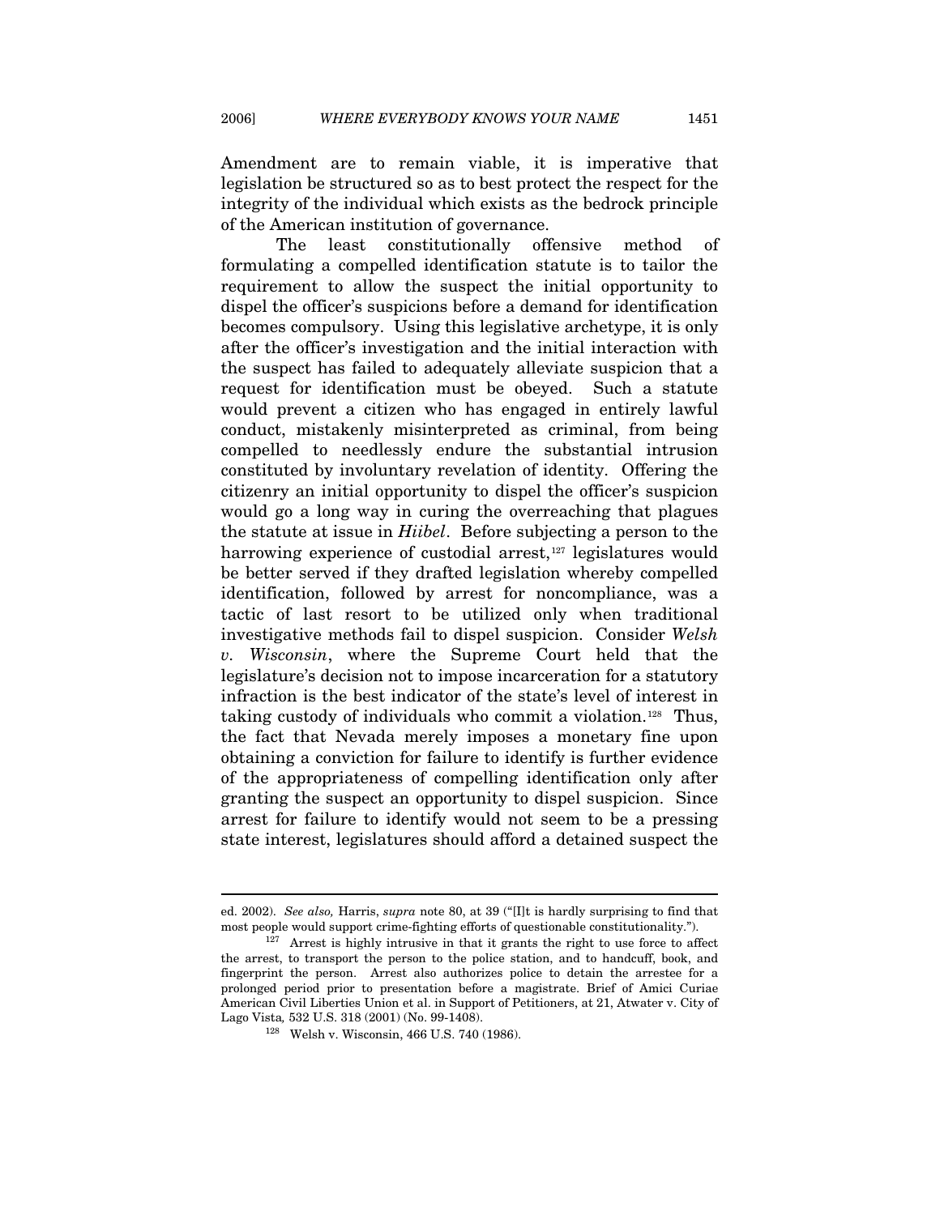Amendment are to remain viable, it is imperative that legislation be structured so as to best protect the respect for the integrity of the individual which exists as the bedrock principle of the American institution of governance.

The least constitutionally offensive method of formulating a compelled identification statute is to tailor the requirement to allow the suspect the initial opportunity to dispel the officer's suspicions before a demand for identification becomes compulsory. Using this legislative archetype, it is only after the officer's investigation and the initial interaction with the suspect has failed to adequately alleviate suspicion that a request for identification must be obeyed. Such a statute would prevent a citizen who has engaged in entirely lawful conduct, mistakenly misinterpreted as criminal, from being compelled to needlessly endure the substantial intrusion constituted by involuntary revelation of identity. Offering the citizenry an initial opportunity to dispel the officer's suspicion would go a long way in curing the overreaching that plagues the statute at issue in *Hiibel*. Before subjecting a person to the harrowing experience of custodial arrest,[127] legislatures would be better served if they drafted legislation whereby compelled identification, followed by arrest for noncompliance, was a tactic of last resort to be utilized only when traditional investigative methods fail to dispel suspicion. Consider *Welsh v. Wisconsin*, where the Supreme Court held that the legislature's decision not to impose incarceration for a statutory infraction is the best indicator of the state's level of interest in taking custody of individuals who commit a violation.[128] Thus, the fact that Nevada merely imposes a monetary fine upon obtaining a conviction for failure to identify is further evidence of the appropriateness of compelling identification only after granting the suspect an opportunity to dispel suspicion. Since arrest for failure to identify would not seem to be a pressing state interest, legislatures should afford a detained suspect the

---

ed. 2002). *See also,* Harris, *supra* note 80, at 39 ("[I]t is hardly surprising to find that most people would support crime-fighting efforts of questionable constitutionality.").

[127] Arrest is highly intrusive in that it grants the right to use force to affect the arrest, to transport the person to the police station, and to handcuff, book, and fingerprint the person. Arrest also authorizes police to detain the arrestee for a prolonged period prior to presentation before a magistrate. Brief of Amici Curiae American Civil Liberties Union et al. in Support of Petitioners, at 21, Atwater v. City of Lago Vista*,* 532 U.S. 318 (2001) (No. 99-1408).

[128] Welsh v. Wisconsin, 466 U.S. 740 (1986).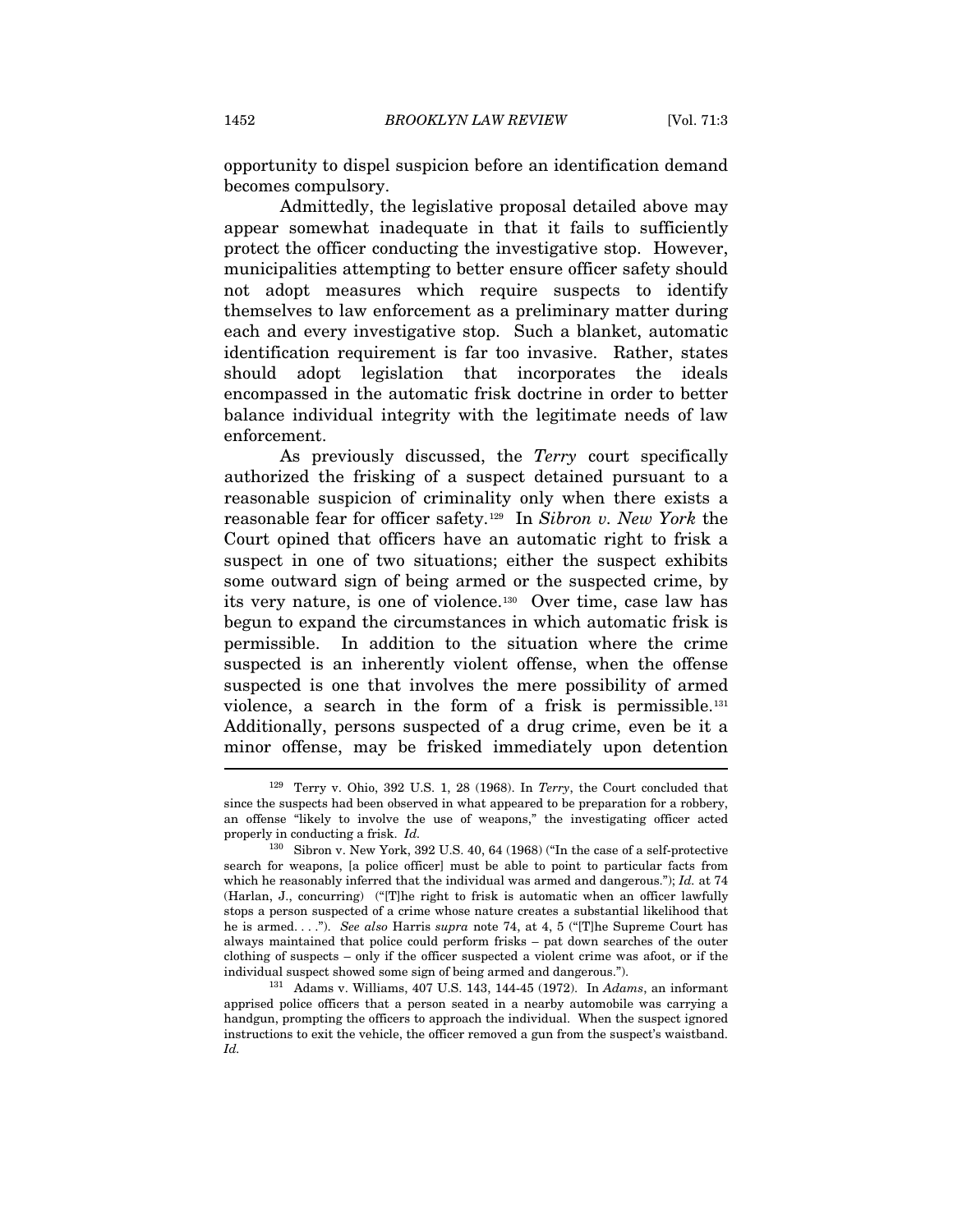opportunity to dispel suspicion before an identification demand becomes compulsory.

Admittedly, the legislative proposal detailed above may appear somewhat inadequate in that it fails to sufficiently protect the officer conducting the investigative stop. However, municipalities attempting to better ensure officer safety should not adopt measures which require suspects to identify themselves to law enforcement as a preliminary matter during each and every investigative stop. Such a blanket, automatic identification requirement is far too invasive. Rather, states should adopt legislation that incorporates the ideals encompassed in the automatic frisk doctrine in order to better balance individual integrity with the legitimate needs of law enforcement.

As previously discussed, the *Terry* court specifically authorized the frisking of a suspect detained pursuant to a reasonable suspicion of criminality only when there exists a reasonable fear for officer safety.[129] In *Sibron v. New York* the Court opined that officers have an automatic right to frisk a suspect in one of two situations; either the suspect exhibits some outward sign of being armed or the suspected crime, by its very nature, is one of violence.[130] Over time, case law has begun to expand the circumstances in which automatic frisk is permissible. In addition to the situation where the crime suspected is an inherently violent offense, when the offense suspected is one that involves the mere possibility of armed violence, a search in the form of a frisk is permissible.[131] Additionally, persons suspected of a drug crime, even be it a minor offense, may be frisked immediately upon detention

---

[129] Terry v. Ohio, 392 U.S. 1, 28 (1968). In *Terry*, the Court concluded that since the suspects had been observed in what appeared to be preparation for a robbery, an offense "likely to involve the use of weapons," the investigating officer acted properly in conducting a frisk. *Id.*

[130] Sibron v. New York, 392 U.S. 40, 64 (1968) ("In the case of a self-protective search for weapons, [a police officer] must be able to point to particular facts from which he reasonably inferred that the individual was armed and dangerous."); *Id.* at 74 (Harlan, J., concurring) ("[T]he right to frisk is automatic when an officer lawfully stops a person suspected of a crime whose nature creates a substantial likelihood that he is armed. . . ."). *See also* Harris *supra* note 74, at 4, 5 ("[T]he Supreme Court has always maintained that police could perform frisks – pat down searches of the outer clothing of suspects – only if the officer suspected a violent crime was afoot, or if the individual suspect showed some sign of being armed and dangerous.").

[131] Adams v. Williams, 407 U.S. 143, 144-45 (1972). In *Adams*, an informant apprised police officers that a person seated in a nearby automobile was carrying a handgun, prompting the officers to approach the individual. When the suspect ignored instructions to exit the vehicle, the officer removed a gun from the suspect's waistband. *Id.*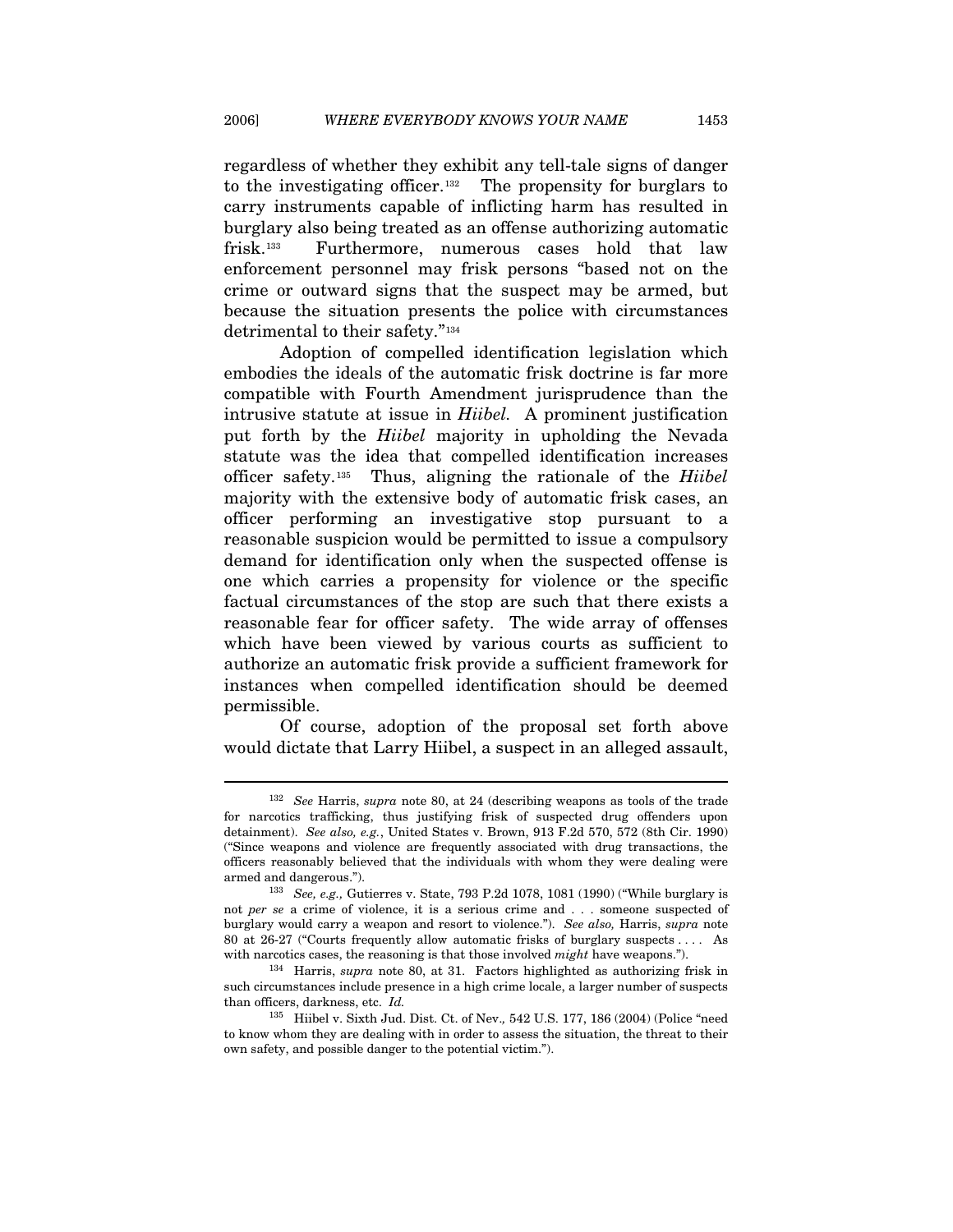regardless of whether they exhibit any tell-tale signs of danger to the investigating officer.[132] The propensity for burglars to carry instruments capable of inflicting harm has resulted in burglary also being treated as an offense authorizing automatic frisk.[133] Furthermore, numerous cases hold that law enforcement personnel may frisk persons "based not on the crime or outward signs that the suspect may be armed, but because the situation presents the police with circumstances detrimental to their safety."[134]

Adoption of compelled identification legislation which embodies the ideals of the automatic frisk doctrine is far more compatible with Fourth Amendment jurisprudence than the intrusive statute at issue in *Hiibel*. A prominent justification put forth by the *Hiibel* majority in upholding the Nevada statute was the idea that compelled identification increases officer safety.[135] Thus, aligning the rationale of the *Hiibel* majority with the extensive body of automatic frisk cases, an officer performing an investigative stop pursuant to a reasonable suspicion would be permitted to issue a compulsory demand for identification only when the suspected offense is one which carries a propensity for violence or the specific factual circumstances of the stop are such that there exists a reasonable fear for officer safety. The wide array of offenses which have been viewed by various courts as sufficient to authorize an automatic frisk provide a sufficient framework for instances when compelled identification should be deemed permissible.

Of course, adoption of the proposal set forth above would dictate that Larry Hiibel, a suspect in an alleged assault,

---

[132] *See* Harris, *supra* note 80, at 24 (describing weapons as tools of the trade for narcotics trafficking, thus justifying frisk of suspected drug offenders upon detainment). *See also, e.g.*, United States v. Brown, 913 F.2d 570, 572 (8th Cir. 1990) ("Since weapons and violence are frequently associated with drug transactions, the officers reasonably believed that the individuals with whom they were dealing were armed and dangerous.").

[133] *See, e.g.,* Gutierres v. State, 793 P.2d 1078, 1081 (1990) ("While burglary is not *per se* a crime of violence, it is a serious crime and . . . someone suspected of burglary would carry a weapon and resort to violence."). *See also,* Harris, *supra* note 80 at 26-27 ("Courts frequently allow automatic frisks of burglary suspects . . . . As with narcotics cases, the reasoning is that those involved *might* have weapons.").

[134] Harris, *supra* note 80, at 31. Factors highlighted as authorizing frisk in such circumstances include presence in a high crime locale, a larger number of suspects than officers, darkness, etc. *Id.*

[135] Hiibel v. Sixth Jud. Dist. Ct. of Nev*.,* 542 U.S. 177, 186 (2004) (Police "need to know whom they are dealing with in order to assess the situation, the threat to their own safety, and possible danger to the potential victim.").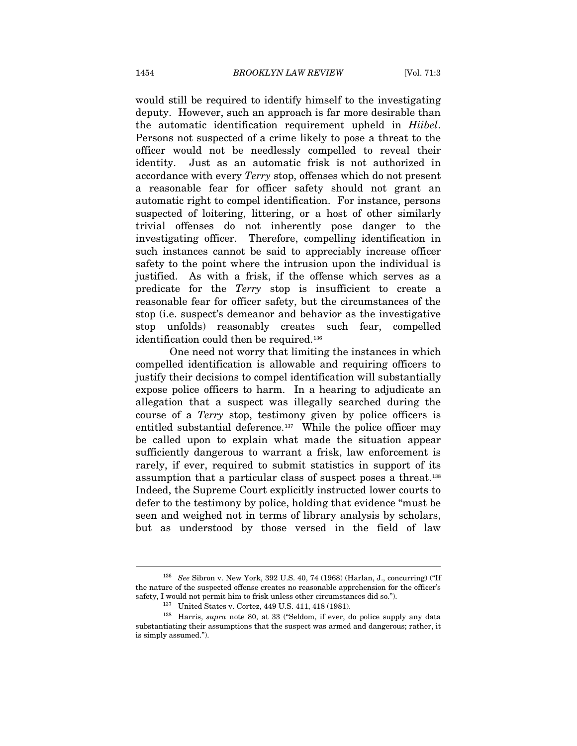would still be required to identify himself to the investigating deputy. However, such an approach is far more desirable than the automatic identification requirement upheld in *Hiibel*. Persons not suspected of a crime likely to pose a threat to the officer would not be needlessly compelled to reveal their identity. Just as an automatic frisk is not authorized in accordance with every *Terry* stop, offenses which do not present a reasonable fear for officer safety should not grant an automatic right to compel identification. For instance, persons suspected of loitering, littering, or a host of other similarly trivial offenses do not inherently pose danger to the investigating officer. Therefore, compelling identification in such instances cannot be said to appreciably increase officer safety to the point where the intrusion upon the individual is justified. As with a frisk, if the offense which serves as a predicate for the *Terry* stop is insufficient to create a reasonable fear for officer safety, but the circumstances of the stop (i.e. suspect's demeanor and behavior as the investigative stop unfolds) reasonably creates such fear, compelled identification could then be required.[136]

One need not worry that limiting the instances in which compelled identification is allowable and requiring officers to justify their decisions to compel identification will substantially expose police officers to harm. In a hearing to adjudicate an allegation that a suspect was illegally searched during the course of a *Terry* stop, testimony given by police officers is entitled substantial deference.[137] While the police officer may be called upon to explain what made the situation appear sufficiently dangerous to warrant a frisk, law enforcement is rarely, if ever, required to submit statistics in support of its assumption that a particular class of suspect poses a threat.[138] Indeed, the Supreme Court explicitly instructed lower courts to defer to the testimony by police, holding that evidence "must be seen and weighed not in terms of library analysis by scholars, but as understood by those versed in the field of law

---

[136] *See* Sibron v. New York, 392 U.S. 40, 74 (1968) (Harlan, J., concurring) ("If the nature of the suspected offense creates no reasonable apprehension for the officer's safety, I would not permit him to frisk unless other circumstances did so.").

[137] United States v. Cortez, 449 U.S. 411, 418 (1981).

[138] Harris, *supra* note 80, at 33 ("Seldom, if ever, do police supply any data substantiating their assumptions that the suspect was armed and dangerous; rather, it is simply assumed.").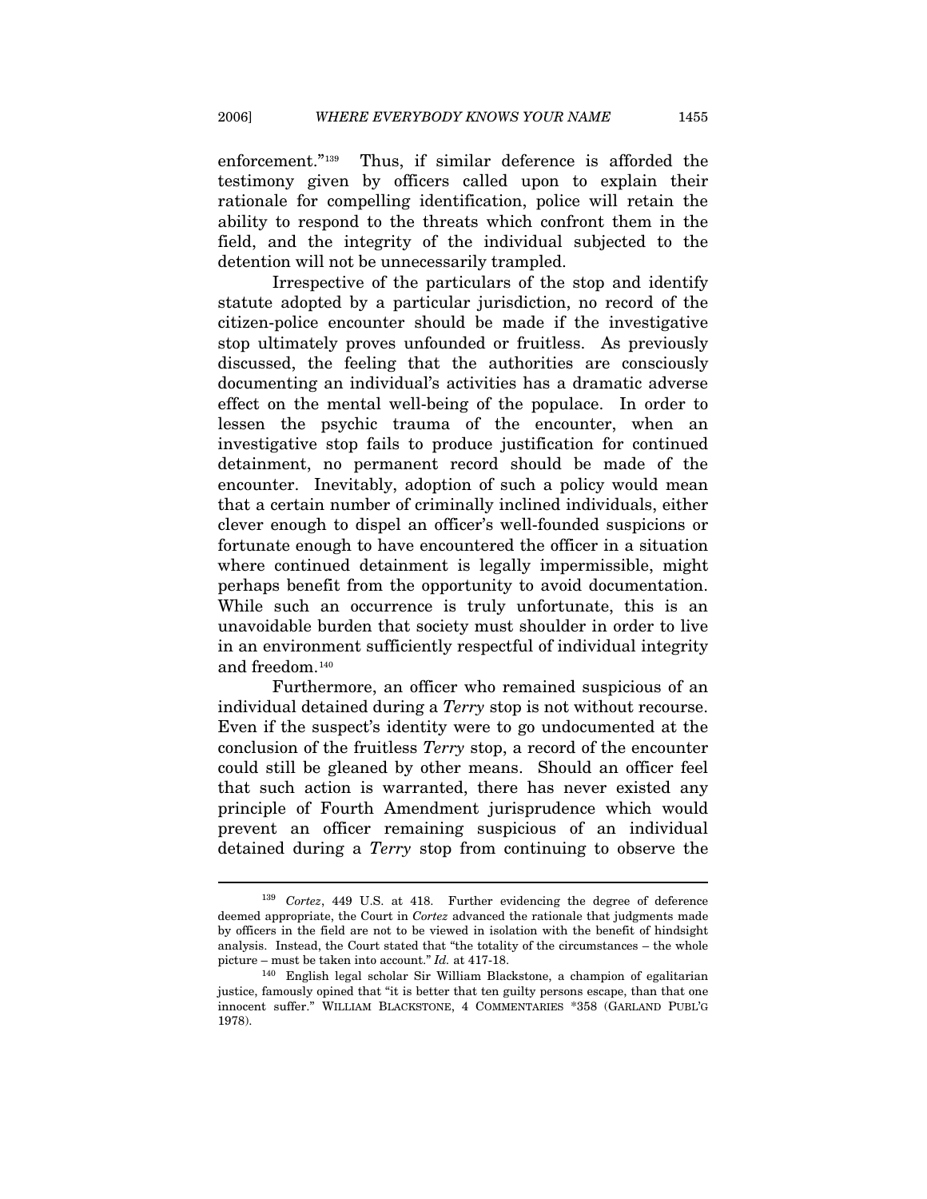enforcement."[139] Thus, if similar deference is afforded the testimony given by officers called upon to explain their rationale for compelling identification, police will retain the ability to respond to the threats which confront them in the field, and the integrity of the individual subjected to the detention will not be unnecessarily trampled.

Irrespective of the particulars of the stop and identify statute adopted by a particular jurisdiction, no record of the citizen-police encounter should be made if the investigative stop ultimately proves unfounded or fruitless. As previously discussed, the feeling that the authorities are consciously documenting an individual's activities has a dramatic adverse effect on the mental well-being of the populace. In order to lessen the psychic trauma of the encounter, when an investigative stop fails to produce justification for continued detainment, no permanent record should be made of the encounter. Inevitably, adoption of such a policy would mean that a certain number of criminally inclined individuals, either clever enough to dispel an officer's well-founded suspicions or fortunate enough to have encountered the officer in a situation where continued detainment is legally impermissible, might perhaps benefit from the opportunity to avoid documentation. While such an occurrence is truly unfortunate, this is an unavoidable burden that society must shoulder in order to live in an environment sufficiently respectful of individual integrity and freedom.[140]

Furthermore, an officer who remained suspicious of an individual detained during a *Terry* stop is not without recourse. Even if the suspect's identity were to go undocumented at the conclusion of the fruitless *Terry* stop, a record of the encounter could still be gleaned by other means. Should an officer feel that such action is warranted, there has never existed any principle of Fourth Amendment jurisprudence which would prevent an officer remaining suspicious of an individual detained during a *Terry* stop from continuing to observe the

---

[139] *Cortez*, 449 U.S. at 418. Further evidencing the degree of deference deemed appropriate, the Court in *Cortez* advanced the rationale that judgments made by officers in the field are not to be viewed in isolation with the benefit of hindsight analysis. Instead, the Court stated that "the totality of the circumstances – the whole picture – must be taken into account." *Id.* at 417-18.

[140] English legal scholar Sir William Blackstone, a champion of egalitarian justice, famously opined that "it is better that ten guilty persons escape, than that one innocent suffer." WILLIAM BLACKSTONE, 4 COMMENTARIES *358 (GARLAND PUBL'G 1978).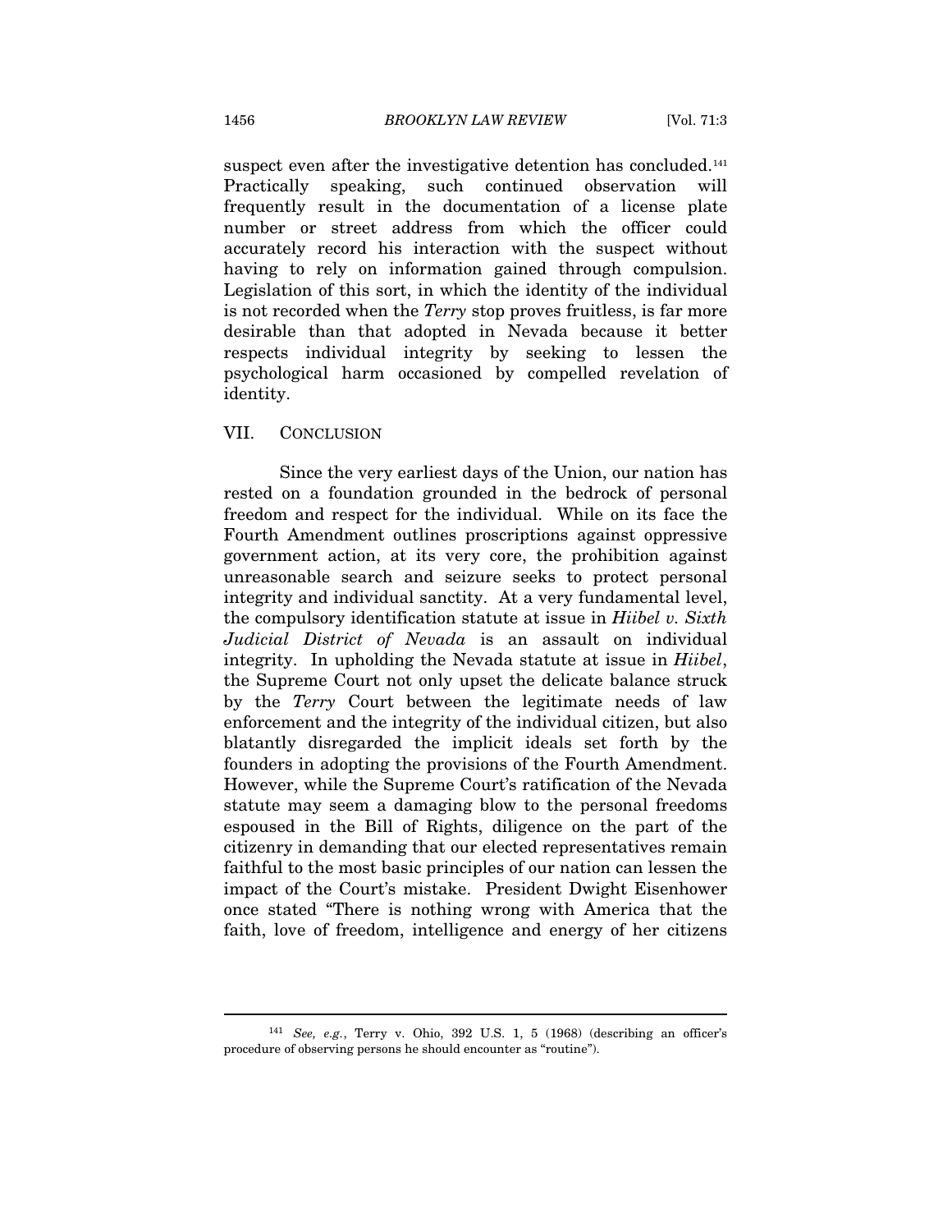suspect even after the investigative detention has concluded.[141] Practically speaking, such continued observation will frequently result in the documentation of a license plate number or street address from which the officer could accurately record his interaction with the suspect without having to rely on information gained through compulsion. Legislation of this sort, in which the identity of the individual is not recorded when the *Terry* stop proves fruitless, is far more desirable than that adopted in Nevada because it better respects individual integrity by seeking to lessen the psychological harm occasioned by compelled revelation of identity.

## VII. CONCLUSION

Since the very earliest days of the Union, our nation has rested on a foundation grounded in the bedrock of personal freedom and respect for the individual. While on its face the Fourth Amendment outlines proscriptions against oppressive government action, at its very core, the prohibition against unreasonable search and seizure seeks to protect personal integrity and individual sanctity. At a very fundamental level, the compulsory identification statute at issue in *Hiibel v. Sixth Judicial District of Nevada* is an assault on individual integrity. In upholding the Nevada statute at issue in *Hiibel*, the Supreme Court not only upset the delicate balance struck by the *Terry* Court between the legitimate needs of law enforcement and the integrity of the individual citizen, but also blatantly disregarded the implicit ideals set forth by the founders in adopting the provisions of the Fourth Amendment. However, while the Supreme Court's ratification of the Nevada statute may seem a damaging blow to the personal freedoms espoused in the Bill of Rights, diligence on the part of the citizenry in demanding that our elected representatives remain faithful to the most basic principles of our nation can lessen the impact of the Court's mistake. President Dwight Eisenhower once stated "There is nothing wrong with America that the faith, love of freedom, intelligence and energy of her citizens

---

[141] *See, e.g.*, Terry v. Ohio, 392 U.S. 1, 5 (1968) (describing an officer's procedure of observing persons he should encounter as "routine").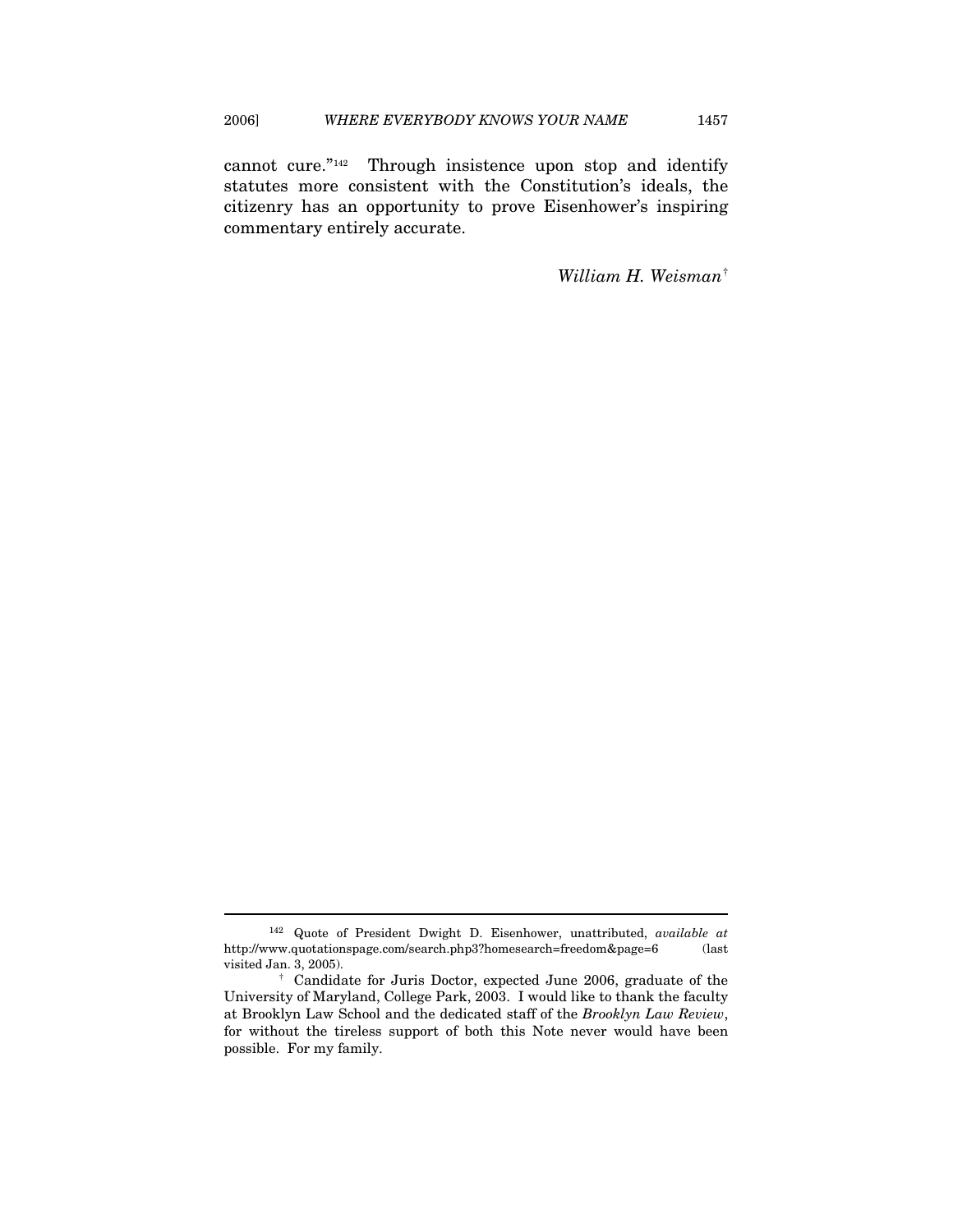cannot cure."[142] Through insistence upon stop and identify statutes more consistent with the Constitution's ideals, the citizenry has an opportunity to prove Eisenhower's inspiring commentary entirely accurate.

*William H. Weisman*[†]

---

[142] Quote of President Dwight D. Eisenhower, unattributed, *available at* http://www.quotationspage.com/search.php3?homesearch=freedom&page=6 (last visited Jan. 3, 2005).

[†] Candidate for Juris Doctor, expected June 2006, graduate of the University of Maryland, College Park, 2003. I would like to thank the faculty at Brooklyn Law School and the dedicated staff of the *Brooklyn Law Review*, for without the tireless support of both this Note never would have been possible. For my family.